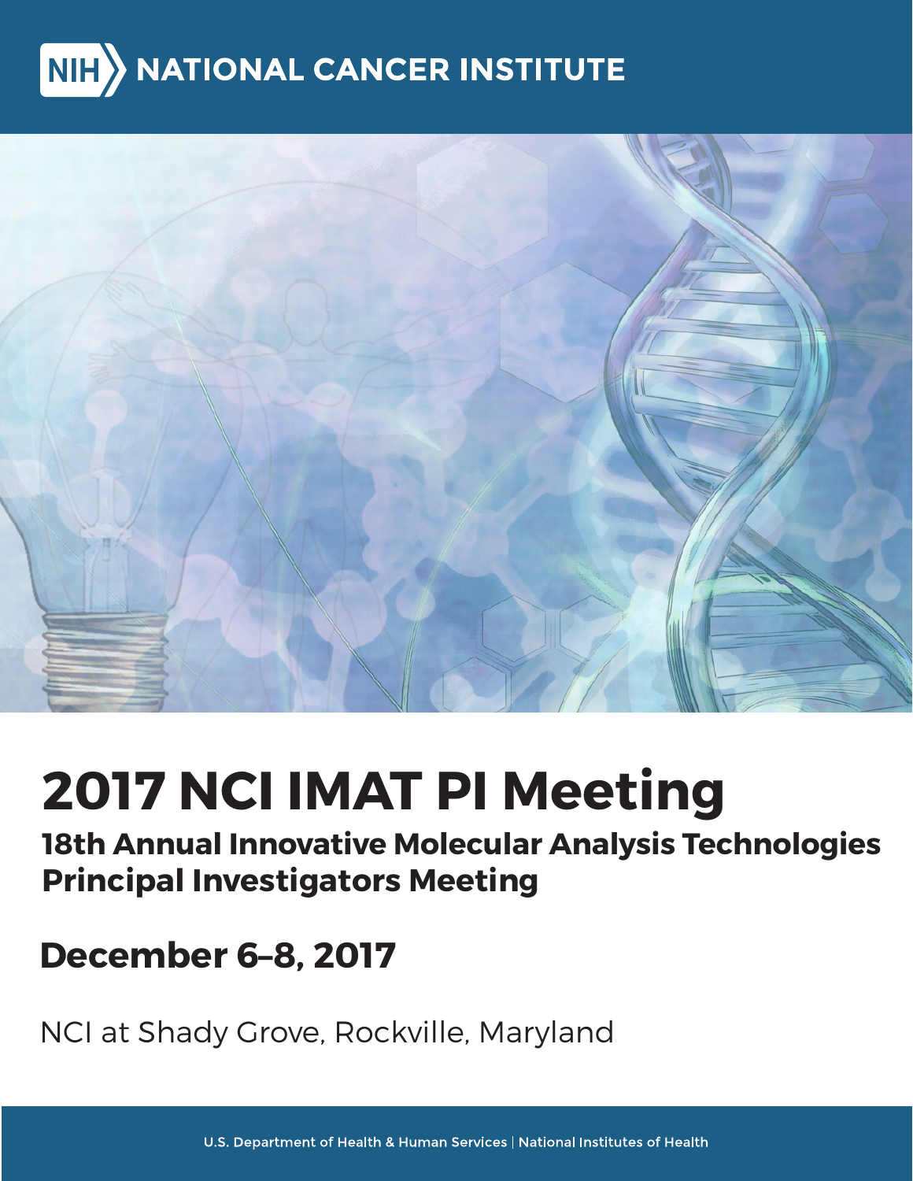NIH NATIONAL CANCER INSTITUTE

# 2017 NCI IMAT PI Meeting

## 18th Annual Innovative Molecular Analysis Technologies Principal Investigators Meeting

## December 6–8, 2017

NCI at Shady Grove, Rockville, Maryland

U.S. Department of Health & Human Services | National Institutes of Health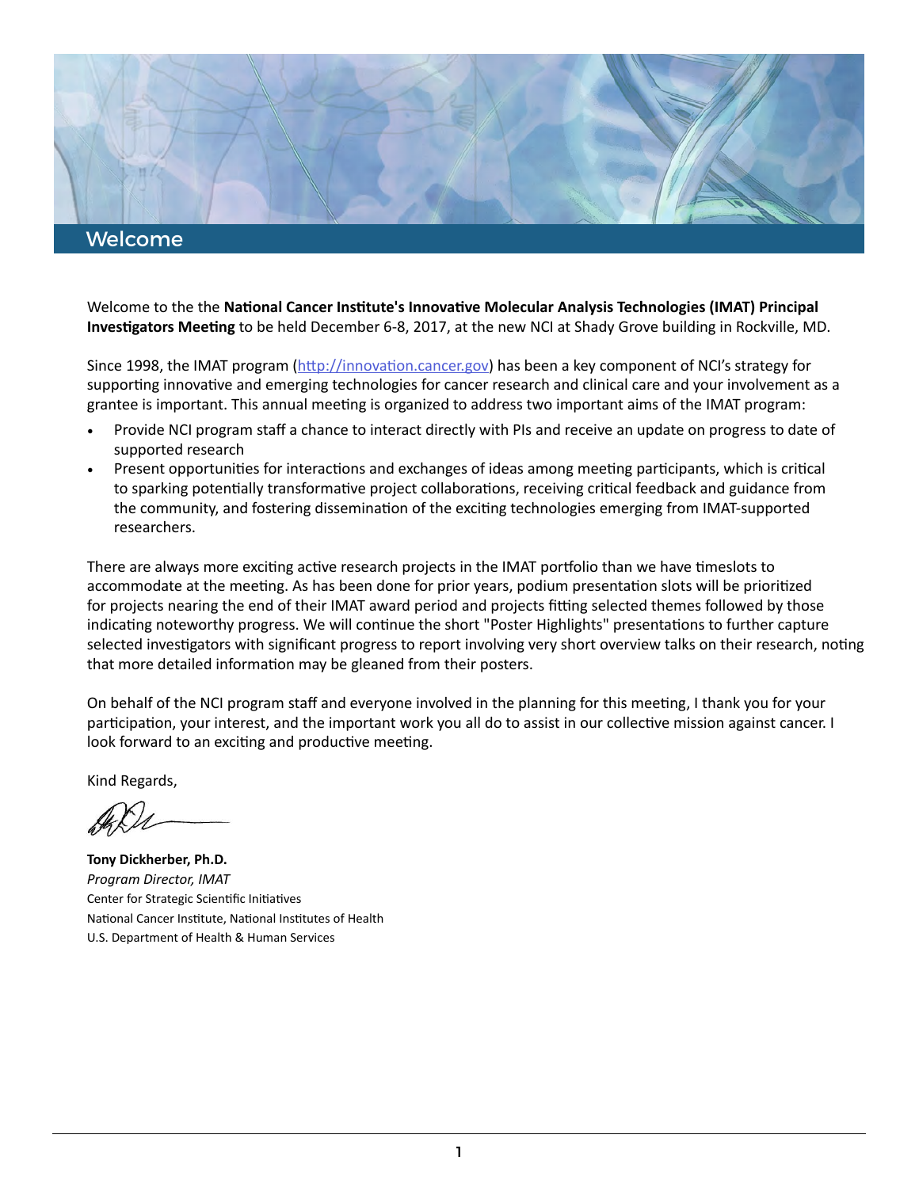# Welcome

Welcome to the the **National Cancer Institute's Innovative Molecular Analysis Technologies (IMAT) Principal Investigators Meeting** to be held December 6-8, 2017, at the new NCI at Shady Grove building in Rockville, MD.

Since 1998, the IMAT program (http://innovation.cancer.gov) has been a key component of NCI's strategy for supporting innovative and emerging technologies for cancer research and clinical care and your involvement as a grantee is important. This annual meeting is organized to address two important aims of the IMAT program:

- Provide NCI program staff a chance to interact directly with PIs and receive an update on progress to date of supported research
- Present opportunities for interactions and exchanges of ideas among meeting participants, which is critical to sparking potentially transformative project collaborations, receiving critical feedback and guidance from the community, and fostering dissemination of the exciting technologies emerging from IMAT-supported researchers.

There are always more exciting active research projects in the IMAT portfolio than we have timeslots to accommodate at the meeting. As has been done for prior years, podium presentation slots will be prioritized for projects nearing the end of their IMAT award period and projects fitting selected themes followed by those indicating noteworthy progress. We will continue the short "Poster Highlights" presentations to further capture selected investigators with significant progress to report involving very short overview talks on their research, noting that more detailed information may be gleaned from their posters.

On behalf of the NCI program staff and everyone involved in the planning for this meeting, I thank you for your participation, your interest, and the important work you all do to assist in our collective mission against cancer. I look forward to an exciting and productive meeting.

Kind Regards,

**Tony Dickherber, Ph.D.**
*Program Director, IMAT*
Center for Strategic Scientific Initiatives
National Cancer Institute, National Institutes of Health
U.S. Department of Health & Human Services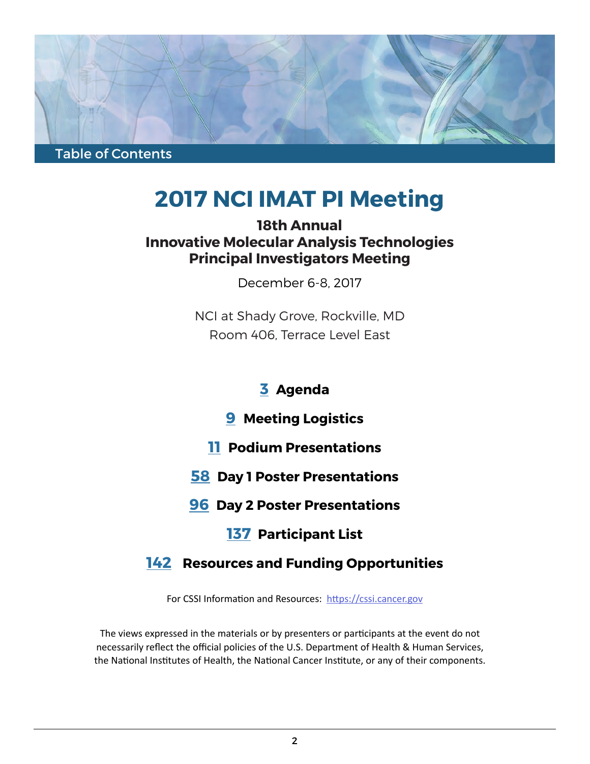Table of Contents

# 2017 NCI IMAT PI Meeting

## 18th Annual
## Innovative Molecular Analysis Technologies
## Principal Investigators Meeting

December 6-8, 2017

NCI at Shady Grove, Rockville, MD
Room 406, Terrace Level East

**3** **Agenda**

**9** **Meeting Logistics**

**11** **Podium Presentations**

**58** **Day 1 Poster Presentations**

**96** **Day 2 Poster Presentations**

**137** **Participant List**

**142** **Resources and Funding Opportunities**

For CSSI Information and Resources: https://cssi.cancer.gov

The views expressed in the materials or by presenters or participants at the event do not necessarily reflect the official policies of the U.S. Department of Health & Human Services, the National Institutes of Health, the National Cancer Institute, or any of their components.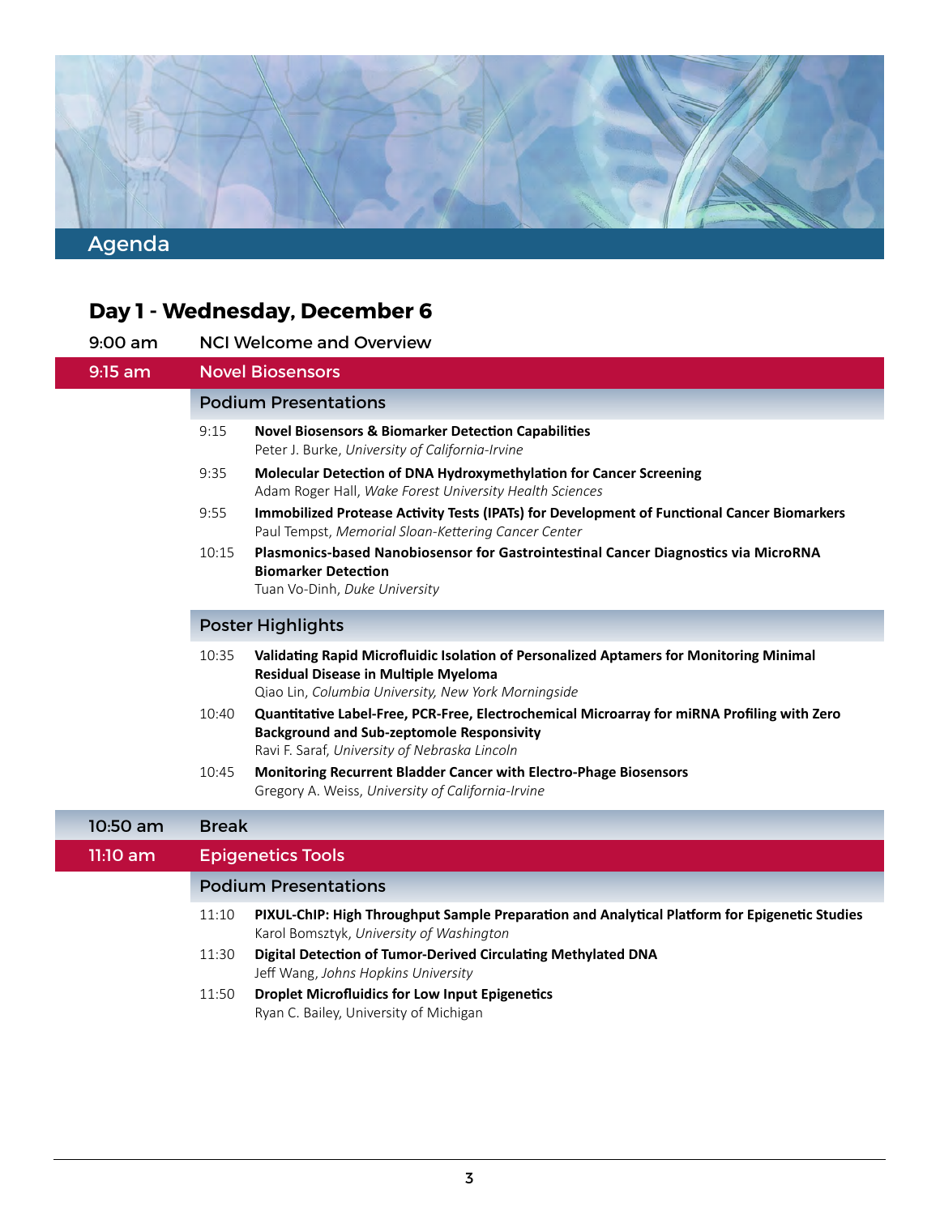# Agenda

## Day 1 - Wednesday, December 6

**9:00 am** NCI Welcome and Overview

### 9:15 am Novel Biosensors

#### Podium Presentations

9:15 **Novel Biosensors & Biomarker Detection Capabilities**
Peter J. Burke, *University of California-Irvine*

9:35 **Molecular Detection of DNA Hydroxymethylation for Cancer Screening**
Adam Roger Hall, *Wake Forest University Health Sciences*

9:55 **Immobilized Protease Activity Tests (IPATs) for Development of Functional Cancer Biomarkers**
Paul Tempst, *Memorial Sloan-Kettering Cancer Center*

10:15 **Plasmonics-based Nanobiosensor for Gastrointestinal Cancer Diagnostics via MicroRNA Biomarker Detection**
Tuan Vo-Dinh, *Duke University*

#### Poster Highlights

10:35 **Validating Rapid Microfluidic Isolation of Personalized Aptamers for Monitoring Minimal Residual Disease in Multiple Myeloma**
Qiao Lin, *Columbia University, New York Morningside*

10:40 **Quantitative Label-Free, PCR-Free, Electrochemical Microarray for miRNA Profiling with Zero Background and Sub-zeptomole Responsivity**
Ravi F. Saraf, *University of Nebraska Lincoln*

10:45 **Monitoring Recurrent Bladder Cancer with Electro-Phage Biosensors**
Gregory A. Weiss, *University of California-Irvine*

**10:50 am** Break

### 11:10 am Epigenetics Tools

#### Podium Presentations

11:10 **PIXUL-ChIP: High Throughput Sample Preparation and Analytical Platform for Epigenetic Studies**
Karol Bomsztyk, *University of Washington*

11:30 **Digital Detection of Tumor-Derived Circulating Methylated DNA**
Jeff Wang, *Johns Hopkins University*

11:50 **Droplet Microfluidics for Low Input Epigenetics**
Ryan C. Bailey, University of Michigan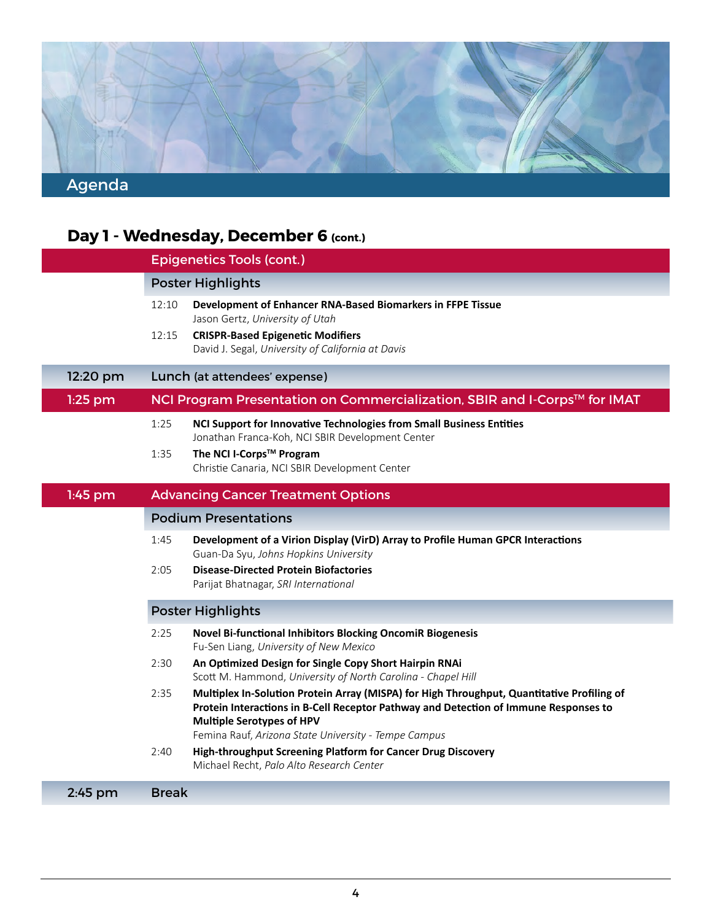# Agenda

## Day 1 - Wednesday, December 6 (cont.)

### Epigenetics Tools (cont.)

#### Poster Highlights

12:10 **Development of Enhancer RNA-Based Biomarkers in FFPE Tissue**
Jason Gertz, *University of Utah*

12:15 **CRISPR-Based Epigenetic Modifiers**
David J. Segal, *University of California at Davis*

### 12:20 pm Lunch (at attendees' expense)

### 1:25 pm NCI Program Presentation on Commercialization, SBIR and I-Corps™ for IMAT

1:25 **NCI Support for Innovative Technologies from Small Business Entities**
Jonathan Franca-Koh, NCI SBIR Development Center

1:35 **The NCI I-Corps™ Program**
Christie Canaria, NCI SBIR Development Center

### 1:45 pm Advancing Cancer Treatment Options

#### Podium Presentations

1:45 **Development of a Virion Display (VirD) Array to Profile Human GPCR Interactions**
Guan-Da Syu, *Johns Hopkins University*

2:05 **Disease-Directed Protein Biofactories**
Parijat Bhatnagar, *SRI International*

#### Poster Highlights

2:25 **Novel Bi-functional Inhibitors Blocking OncomiR Biogenesis**
Fu-Sen Liang, *University of New Mexico*

2:30 **An Optimized Design for Single Copy Short Hairpin RNAi**
Scott M. Hammond, *University of North Carolina - Chapel Hill*

2:35 **Multiplex In-Solution Protein Array (MISPA) for High Throughput, Quantitative Profiling of Protein Interactions in B-Cell Receptor Pathway and Detection of Immune Responses to Multiple Serotypes of HPV**
Femina Rauf, *Arizona State University - Tempe Campus*

2:40 **High-throughput Screening Platform for Cancer Drug Discovery**
Michael Recht, *Palo Alto Research Center*

### 2:45 pm Break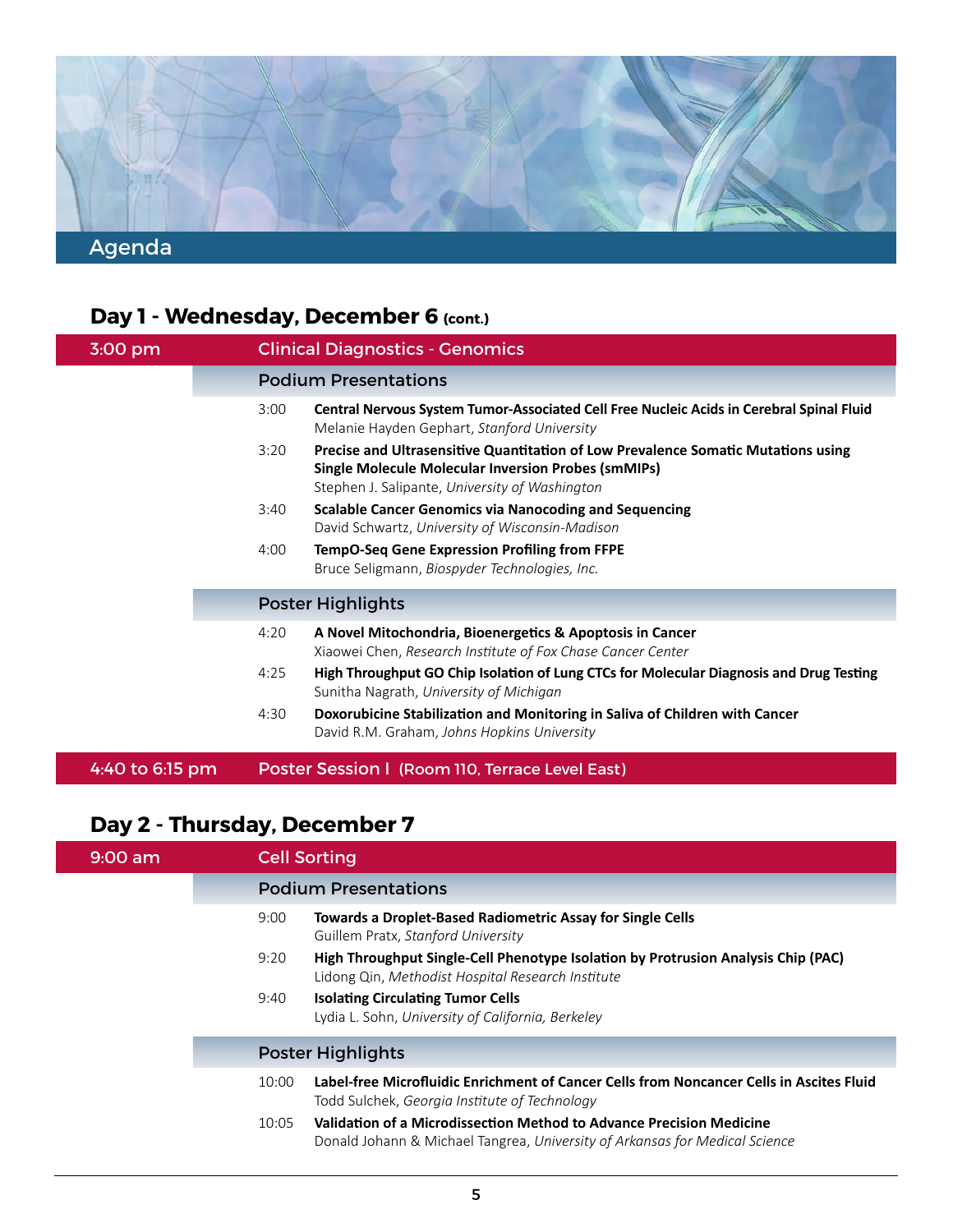# Agenda

## Day 1 - Wednesday, December 6 (cont.)

### 3:00 pm — Clinical Diagnostics - Genomics

#### Podium Presentations

3:00 **Central Nervous System Tumor-Associated Cell Free Nucleic Acids in Cerebral Spinal Fluid**
Melanie Hayden Gephart, *Stanford University*

3:20 **Precise and Ultrasensitive Quantitation of Low Prevalence Somatic Mutations using Single Molecule Molecular Inversion Probes (smMIPs)**
Stephen J. Salipante, *University of Washington*

3:40 **Scalable Cancer Genomics via Nanocoding and Sequencing**
David Schwartz, *University of Wisconsin-Madison*

4:00 **TempO-Seq Gene Expression Profiling from FFPE**
Bruce Seligmann, *Biospyder Technologies, Inc.*

#### Poster Highlights

4:20 **A Novel Mitochondria, Bioenergetics & Apoptosis in Cancer**
Xiaowei Chen, *Research Institute of Fox Chase Cancer Center*

4:25 **High Throughput GO Chip Isolation of Lung CTCs for Molecular Diagnosis and Drug Testing**
Sunitha Nagrath, *University of Michigan*

4:30 **Doxorubicine Stabilization and Monitoring in Saliva of Children with Cancer**
David R.M. Graham, *Johns Hopkins University*

### 4:40 to 6:15 pm — Poster Session I (Room 110, Terrace Level East)

## Day 2 - Thursday, December 7

### 9:00 am — Cell Sorting

#### Podium Presentations

9:00 **Towards a Droplet-Based Radiometric Assay for Single Cells**
Guillem Pratx, *Stanford University*

9:20 **High Throughput Single-Cell Phenotype Isolation by Protrusion Analysis Chip (PAC)**
Lidong Qin, *Methodist Hospital Research Institute*

9:40 **Isolating Circulating Tumor Cells**
Lydia L. Sohn, *University of California, Berkeley*

#### Poster Highlights

10:00 **Label-free Microfluidic Enrichment of Cancer Cells from Noncancer Cells in Ascites Fluid**
Todd Sulchek, *Georgia Institute of Technology*

10:05 **Validation of a Microdissection Method to Advance Precision Medicine**
Donald Johann & Michael Tangrea, *University of Arkansas for Medical Science*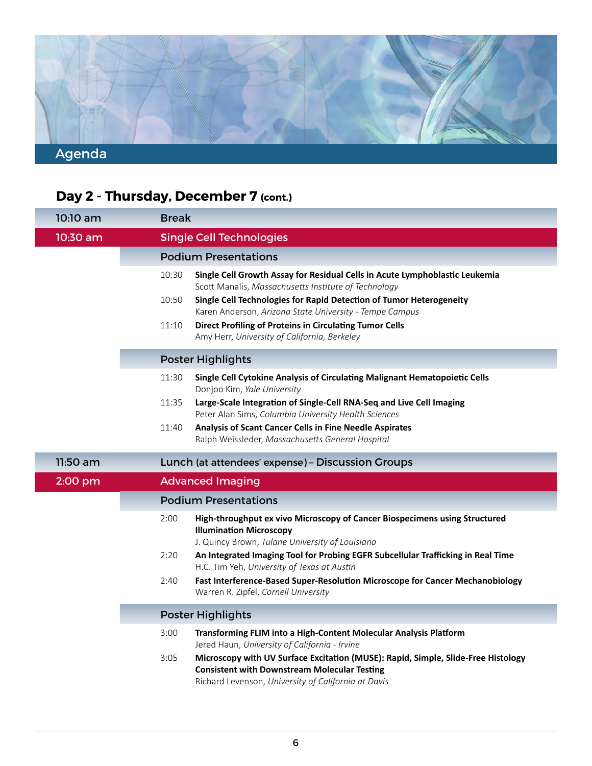## Agenda

### Day 2 - Thursday, December 7 (cont.)

| | |
|---|---|
| **10:10 am** | **Break** |
| **10:30 am** | **Single Cell Technologies** |

#### Podium Presentations

| | |
|---|---|
| 10:30 | **Single Cell Growth Assay for Residual Cells in Acute Lymphoblastic Leukemia**<br>Scott Manalis, *Massachusetts Institute of Technology* |
| 10:50 | **Single Cell Technologies for Rapid Detection of Tumor Heterogeneity**<br>Karen Anderson, *Arizona State University - Tempe Campus* |
| 11:10 | **Direct Profiling of Proteins in Circulating Tumor Cells**<br>Amy Herr, *University of California, Berkeley* |

#### Poster Highlights

| | |
|---|---|
| 11:30 | **Single Cell Cytokine Analysis of Circulating Malignant Hematopoietic Cells**<br>Donjoo Kim, *Yale University* |
| 11:35 | **Large-Scale Integration of Single-Cell RNA-Seq and Live Cell Imaging**<br>Peter Alan Sims, *Columbia University Health Sciences* |
| 11:40 | **Analysis of Scant Cancer Cells in Fine Needle Aspirates**<br>Ralph Weissleder, *Massachusetts General Hospital* |

| | |
|---|---|
| **11:50 am** | **Lunch** (at attendees' expense) **– Discussion Groups** |
| **2:00 pm** | **Advanced Imaging** |

#### Podium Presentations

| | |
|---|---|
| 2:00 | **High-throughput ex vivo Microscopy of Cancer Biospecimens using Structured Illumination Microscopy**<br>J. Quincy Brown, *Tulane University of Louisiana* |
| 2:20 | **An Integrated Imaging Tool for Probing EGFR Subcellular Trafficking in Real Time**<br>H.C. Tim Yeh, *University of Texas at Austin* |
| 2:40 | **Fast Interference-Based Super-Resolution Microscope for Cancer Mechanobiology**<br>Warren R. Zipfel, *Cornell University* |

#### Poster Highlights

| | |
|---|---|
| 3:00 | **Transforming FLIM into a High-Content Molecular Analysis Platform**<br>Jered Haun, *University of California - Irvine* |
| 3:05 | **Microscopy with UV Surface Excitation (MUSE): Rapid, Simple, Slide-Free Histology Consistent with Downstream Molecular Testing**<br>Richard Levenson, *University of California at Davis* |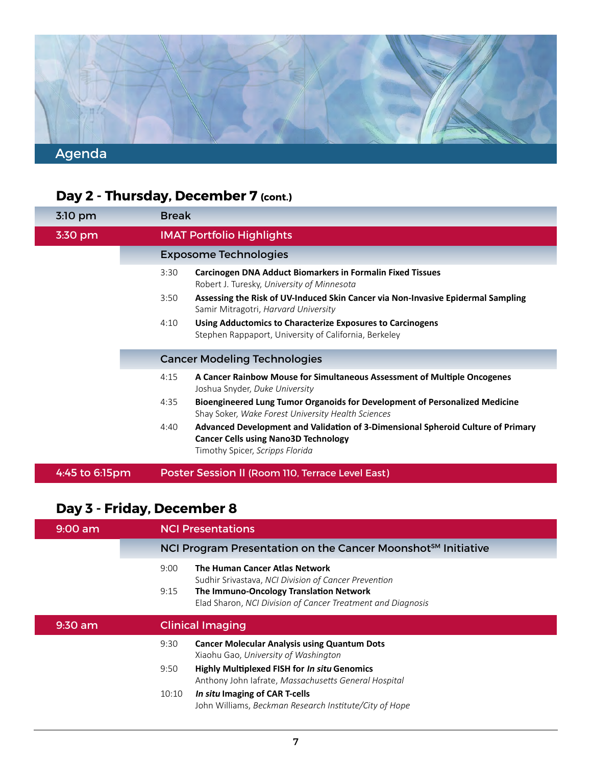# Agenda

## Day 2 - Thursday, December 7 (cont.)

**3:10 pm** — Break

**3:30 pm** — IMAT Portfolio Highlights

### Exposome Technologies

3:30 **Carcinogen DNA Adduct Biomarkers in Formalin Fixed Tissues**
Robert J. Turesky, *University of Minnesota*

3:50 **Assessing the Risk of UV-Induced Skin Cancer via Non-Invasive Epidermal Sampling**
Samir Mitragotri, *Harvard University*

4:10 **Using Adductomics to Characterize Exposures to Carcinogens**
Stephen Rappaport, University of California, Berkeley

### Cancer Modeling Technologies

4:15 **A Cancer Rainbow Mouse for Simultaneous Assessment of Multiple Oncogenes**
Joshua Snyder, *Duke University*

4:35 **Bioengineered Lung Tumor Organoids for Development of Personalized Medicine**
Shay Soker, *Wake Forest University Health Sciences*

4:40 **Advanced Development and Validation of 3-Dimensional Spheroid Culture of Primary Cancer Cells using Nano3D Technology**
Timothy Spicer, *Scripps Florida*

**4:45 to 6:15pm** — Poster Session II (Room 110, Terrace Level East)

## Day 3 - Friday, December 8

**9:00 am** — NCI Presentations

### NCI Program Presentation on the Cancer Moonshot℠ Initiative

9:00 **The Human Cancer Atlas Network**
Sudhir Srivastava, *NCI Division of Cancer Prevention*

9:15 **The Immuno-Oncology Translation Network**
Elad Sharon, *NCI Division of Cancer Treatment and Diagnosis*

**9:30 am** — Clinical Imaging

9:30 **Cancer Molecular Analysis using Quantum Dots**
Xiaohu Gao, *University of Washington*

9:50 **Highly Multiplexed FISH for *In situ* Genomics**
Anthony John Iafrate, *Massachusetts General Hospital*

10:10 ***In situ* Imaging of CAR T-cells**
John Williams, *Beckman Research Institute/City of Hope*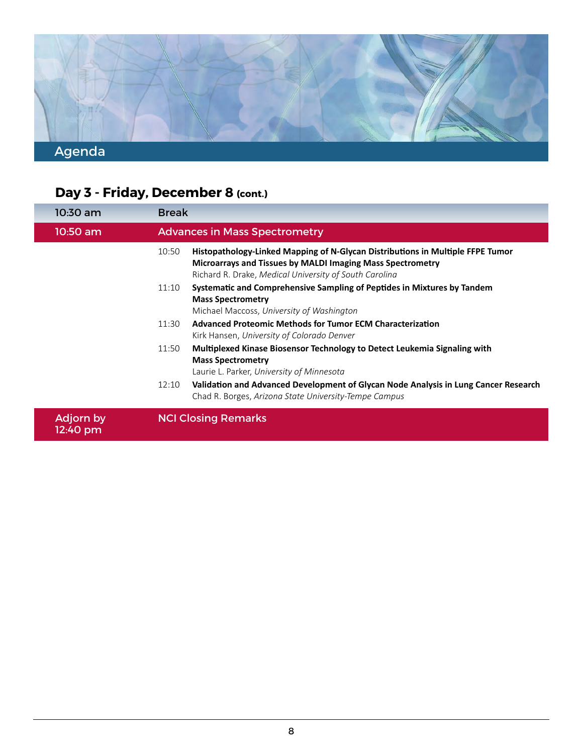# Agenda

## Day 3 - Friday, December 8 (cont.)

| Time | Session |
|---|---|
| 10:30 am | Break |
| 10:50 am | Advances in Mass Spectrometry |

10:50 **Histopathology-Linked Mapping of N-Glycan Distributions in Multiple FFPE Tumor Microarrays and Tissues by MALDI Imaging Mass Spectrometry**
Richard R. Drake, *Medical University of South Carolina*

11:10 **Systematic and Comprehensive Sampling of Peptides in Mixtures by Tandem Mass Spectrometry**
Michael Maccoss, *University of Washington*

11:30 **Advanced Proteomic Methods for Tumor ECM Characterization**
Kirk Hansen, *University of Colorado Denver*

11:50 **Multiplexed Kinase Biosensor Technology to Detect Leukemia Signaling with Mass Spectrometry**
Laurie L. Parker, *University of Minnesota*

12:10 **Validation and Advanced Development of Glycan Node Analysis in Lung Cancer Research**
Chad R. Borges, *Arizona State University-Tempe Campus*

| Time | Session |
|---|---|
| Adjorn by 12:40 pm | NCI Closing Remarks |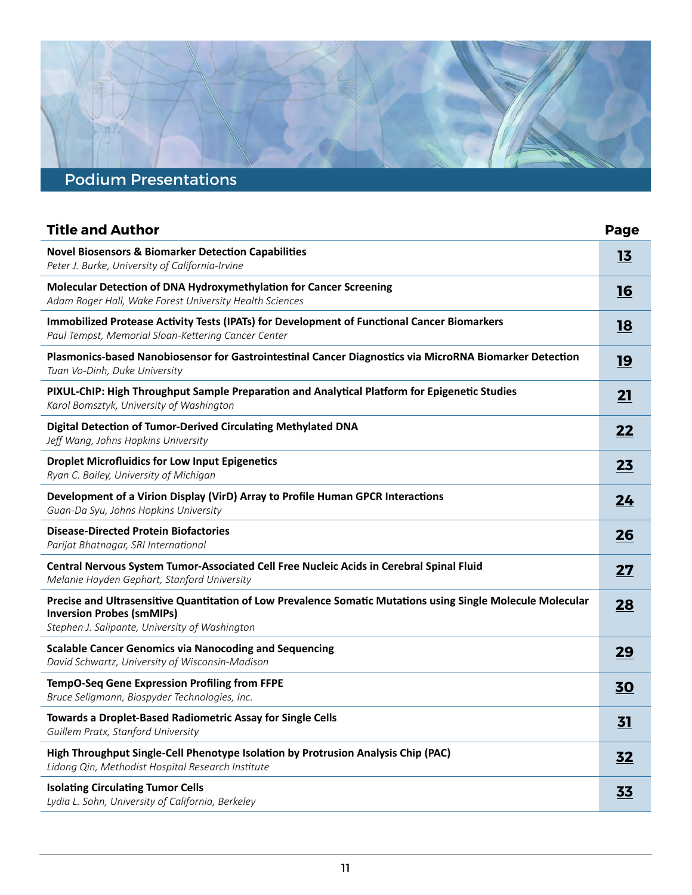# Podium Presentations

| Title and Author | Page |
|---|---|
| **Novel Biosensors & Biomarker Detection Capabilities**<br>*Peter J. Burke, University of California-Irvine* | 13 |
| **Molecular Detection of DNA Hydroxymethylation for Cancer Screening**<br>*Adam Roger Hall, Wake Forest University Health Sciences* | 16 |
| **Immobilized Protease Activity Tests (IPATs) for Development of Functional Cancer Biomarkers**<br>*Paul Tempst, Memorial Sloan-Kettering Cancer Center* | 18 |
| **Plasmonics-based Nanobiosensor for Gastrointestinal Cancer Diagnostics via MicroRNA Biomarker Detection**<br>*Tuan Vo-Dinh, Duke University* | 19 |
| **PIXUL-ChIP: High Throughput Sample Preparation and Analytical Platform for Epigenetic Studies**<br>*Karol Bomsztyk, University of Washington* | 21 |
| **Digital Detection of Tumor-Derived Circulating Methylated DNA**<br>*Jeff Wang, Johns Hopkins University* | 22 |
| **Droplet Microfluidics for Low Input Epigenetics**<br>*Ryan C. Bailey, University of Michigan* | 23 |
| **Development of a Virion Display (VirD) Array to Profile Human GPCR Interactions**<br>*Guan-Da Syu, Johns Hopkins University* | 24 |
| **Disease-Directed Protein Biofactories**<br>*Parijat Bhatnagar, SRI International* | 26 |
| **Central Nervous System Tumor-Associated Cell Free Nucleic Acids in Cerebral Spinal Fluid**<br>*Melanie Hayden Gephart, Stanford University* | 27 |
| **Precise and Ultrasensitive Quantitation of Low Prevalence Somatic Mutations using Single Molecule Molecular Inversion Probes (smMIPs)**<br>*Stephen J. Salipante, University of Washington* | 28 |
| **Scalable Cancer Genomics via Nanocoding and Sequencing**<br>*David Schwartz, University of Wisconsin-Madison* | 29 |
| **TempO-Seq Gene Expression Profiling from FFPE**<br>*Bruce Seligmann, Biospyder Technologies, Inc.* | 30 |
| **Towards a Droplet-Based Radiometric Assay for Single Cells**<br>*Guillem Pratx, Stanford University* | 31 |
| **High Throughput Single-Cell Phenotype Isolation by Protrusion Analysis Chip (PAC)**<br>*Lidong Qin, Methodist Hospital Research Institute* | 32 |
| **Isolating Circulating Tumor Cells**<br>*Lydia L. Sohn, University of California, Berkeley* | 33 |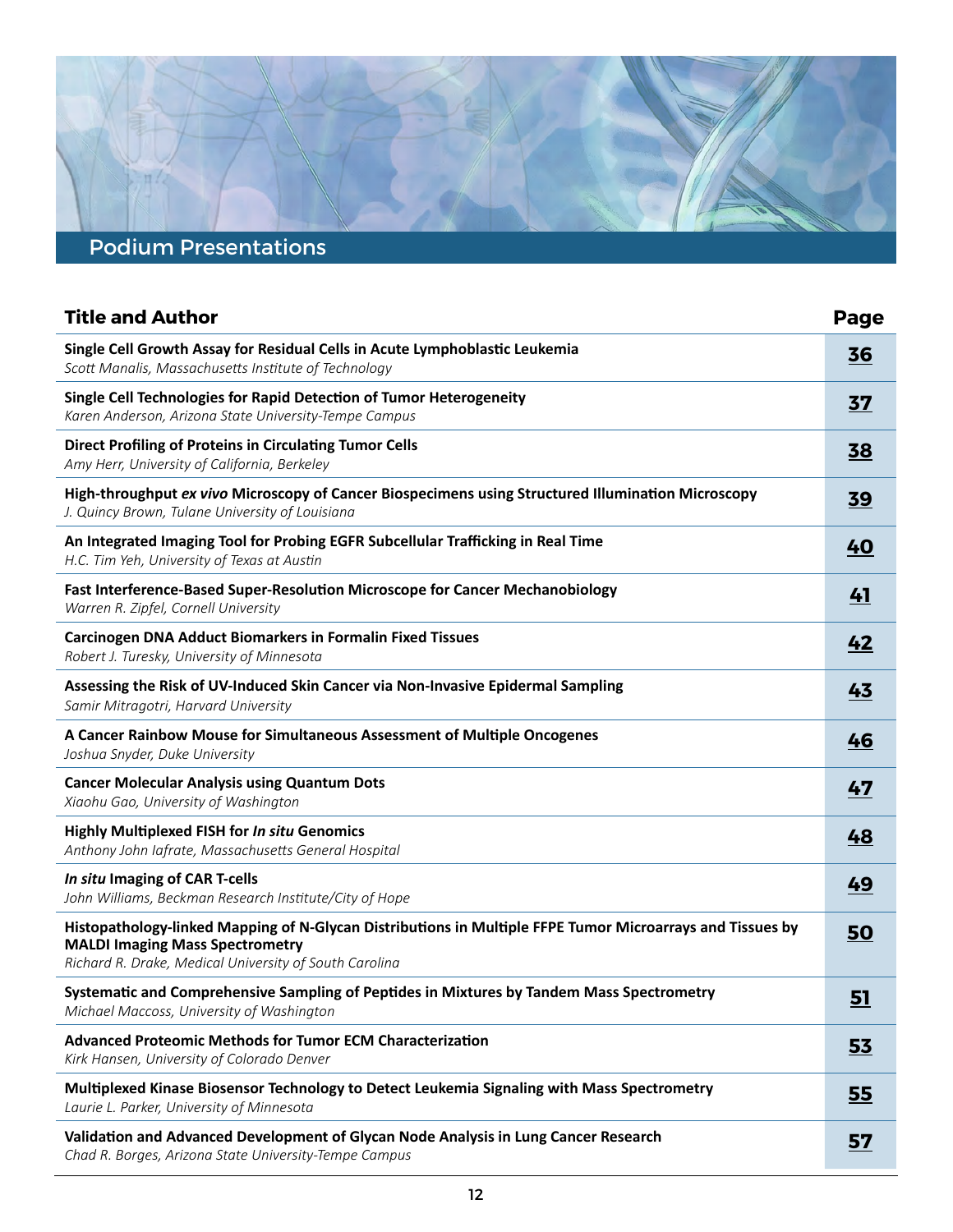# Podium Presentations

| Title and Author | Page |
|---|---|
| **Single Cell Growth Assay for Residual Cells in Acute Lymphoblastic Leukemia**<br>*Scott Manalis, Massachusetts Institute of Technology* | 36 |
| **Single Cell Technologies for Rapid Detection of Tumor Heterogeneity**<br>*Karen Anderson, Arizona State University-Tempe Campus* | 37 |
| **Direct Profiling of Proteins in Circulating Tumor Cells**<br>*Amy Herr, University of California, Berkeley* | 38 |
| **High-throughput *ex vivo* Microscopy of Cancer Biospecimens using Structured Illumination Microscopy**<br>*J. Quincy Brown, Tulane University of Louisiana* | 39 |
| **An Integrated Imaging Tool for Probing EGFR Subcellular Trafficking in Real Time**<br>*H.C. Tim Yeh, University of Texas at Austin* | 40 |
| **Fast Interference-Based Super-Resolution Microscope for Cancer Mechanobiology**<br>*Warren R. Zipfel, Cornell University* | 41 |
| **Carcinogen DNA Adduct Biomarkers in Formalin Fixed Tissues**<br>*Robert J. Turesky, University of Minnesota* | 42 |
| **Assessing the Risk of UV-Induced Skin Cancer via Non-Invasive Epidermal Sampling**<br>*Samir Mitragotri, Harvard University* | 43 |
| **A Cancer Rainbow Mouse for Simultaneous Assessment of Multiple Oncogenes**<br>*Joshua Snyder, Duke University* | 46 |
| **Cancer Molecular Analysis using Quantum Dots**<br>*Xiaohu Gao, University of Washington* | 47 |
| **Highly Multiplexed FISH for *In situ* Genomics**<br>*Anthony John Iafrate, Massachusetts General Hospital* | 48 |
| ***In situ* Imaging of CAR T-cells**<br>*John Williams, Beckman Research Institute/City of Hope* | 49 |
| **Histopathology-linked Mapping of N-Glycan Distributions in Multiple FFPE Tumor Microarrays and Tissues by MALDI Imaging Mass Spectrometry**<br>*Richard R. Drake, Medical University of South Carolina* | 50 |
| **Systematic and Comprehensive Sampling of Peptides in Mixtures by Tandem Mass Spectrometry**<br>*Michael Maccoss, University of Washington* | 51 |
| **Advanced Proteomic Methods for Tumor ECM Characterization**<br>*Kirk Hansen, University of Colorado Denver* | 53 |
| **Multiplexed Kinase Biosensor Technology to Detect Leukemia Signaling with Mass Spectrometry**<br>*Laurie L. Parker, University of Minnesota* | 55 |
| **Validation and Advanced Development of Glycan Node Analysis in Lung Cancer Research**<br>*Chad R. Borges, Arizona State University-Tempe Campus* | 57 |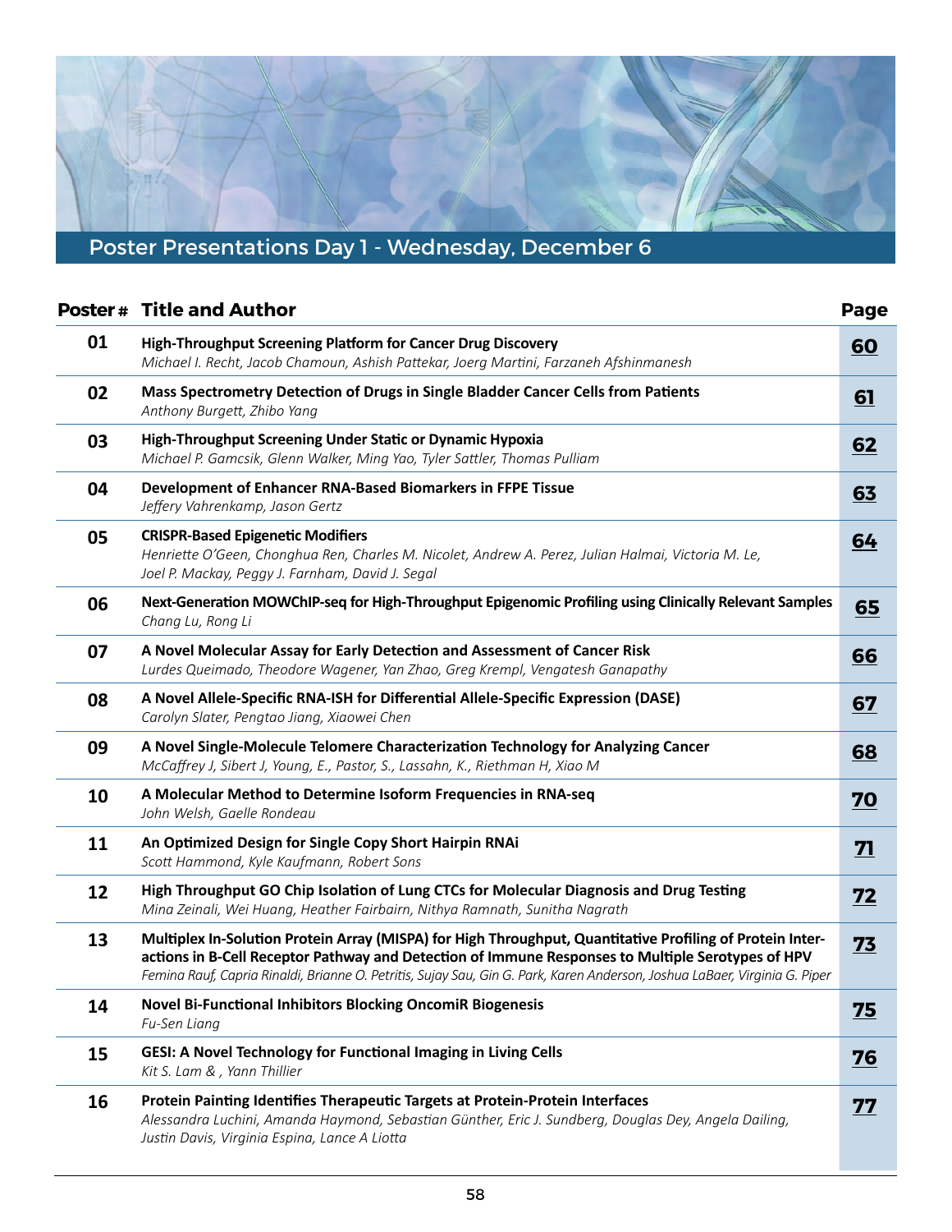# Poster Presentations Day 1 - Wednesday, December 6

| Poster # | Title and Author | Page |
|---|---|---|
| 01 | **High-Throughput Screening Platform for Cancer Drug Discovery** *Michael I. Recht, Jacob Chamoun, Ashish Pattekar, Joerg Martini, Farzaneh Afshinmanesh* | 60 |
| 02 | **Mass Spectrometry Detection of Drugs in Single Bladder Cancer Cells from Patients** *Anthony Burgett, Zhibo Yang* | 61 |
| 03 | **High-Throughput Screening Under Static or Dynamic Hypoxia** *Michael P. Gamcsik, Glenn Walker, Ming Yao, Tyler Sattler, Thomas Pulliam* | 62 |
| 04 | **Development of Enhancer RNA-Based Biomarkers in FFPE Tissue** *Jeffery Vahrenkamp, Jason Gertz* | 63 |
| 05 | **CRISPR-Based Epigenetic Modifiers** *Henriette O'Geen, Chonghua Ren, Charles M. Nicolet, Andrew A. Perez, Julian Halmai, Victoria M. Le, Joel P. Mackay, Peggy J. Farnham, David J. Segal* | 64 |
| 06 | **Next-Generation MOWChIP-seq for High-Throughput Epigenomic Profiling using Clinically Relevant Samples** *Chang Lu, Rong Li* | 65 |
| 07 | **A Novel Molecular Assay for Early Detection and Assessment of Cancer Risk** *Lurdes Queimado, Theodore Wagener, Yan Zhao, Greg Krempl, Vengatesh Ganapathy* | 66 |
| 08 | **A Novel Allele-Specific RNA-ISH for Differential Allele-Specific Expression (DASE)** *Carolyn Slater, Pengtao Jiang, Xiaowei Chen* | 67 |
| 09 | **A Novel Single-Molecule Telomere Characterization Technology for Analyzing Cancer** *McCaffrey J, Sibert J, Young, E., Pastor, S., Lassahn, K., Riethman H, Xiao M* | 68 |
| 10 | **A Molecular Method to Determine Isoform Frequencies in RNA-seq** *John Welsh, Gaelle Rondeau* | 70 |
| 11 | **An Optimized Design for Single Copy Short Hairpin RNAi** *Scott Hammond, Kyle Kaufmann, Robert Sons* | 71 |
| 12 | **High Throughput GO Chip Isolation of Lung CTCs for Molecular Diagnosis and Drug Testing** *Mina Zeinali, Wei Huang, Heather Fairbairn, Nithya Ramnath, Sunitha Nagrath* | 72 |
| 13 | **Multiplex In-Solution Protein Array (MISPA) for High Throughput, Quantitative Profiling of Protein Interactions in B-Cell Receptor Pathway and Detection of Immune Responses to Multiple Serotypes of HPV** *Femina Rauf, Capria Rinaldi, Brianne O. Petritis, Sujay Sau, Gin G. Park, Karen Anderson, Joshua LaBaer, Virginia G. Piper* | 73 |
| 14 | **Novel Bi-Functional Inhibitors Blocking OncomiR Biogenesis** *Fu-Sen Liang* | 75 |
| 15 | **GESI: A Novel Technology for Functional Imaging in Living Cells** *Kit S. Lam & , Yann Thillier* | 76 |
| 16 | **Protein Painting Identifies Therapeutic Targets at Protein-Protein Interfaces** *Alessandra Luchini, Amanda Haymond, Sebastian Günther, Eric J. Sundberg, Douglas Dey, Angela Dailing, Justin Davis, Virginia Espina, Lance A Liotta* | 77 |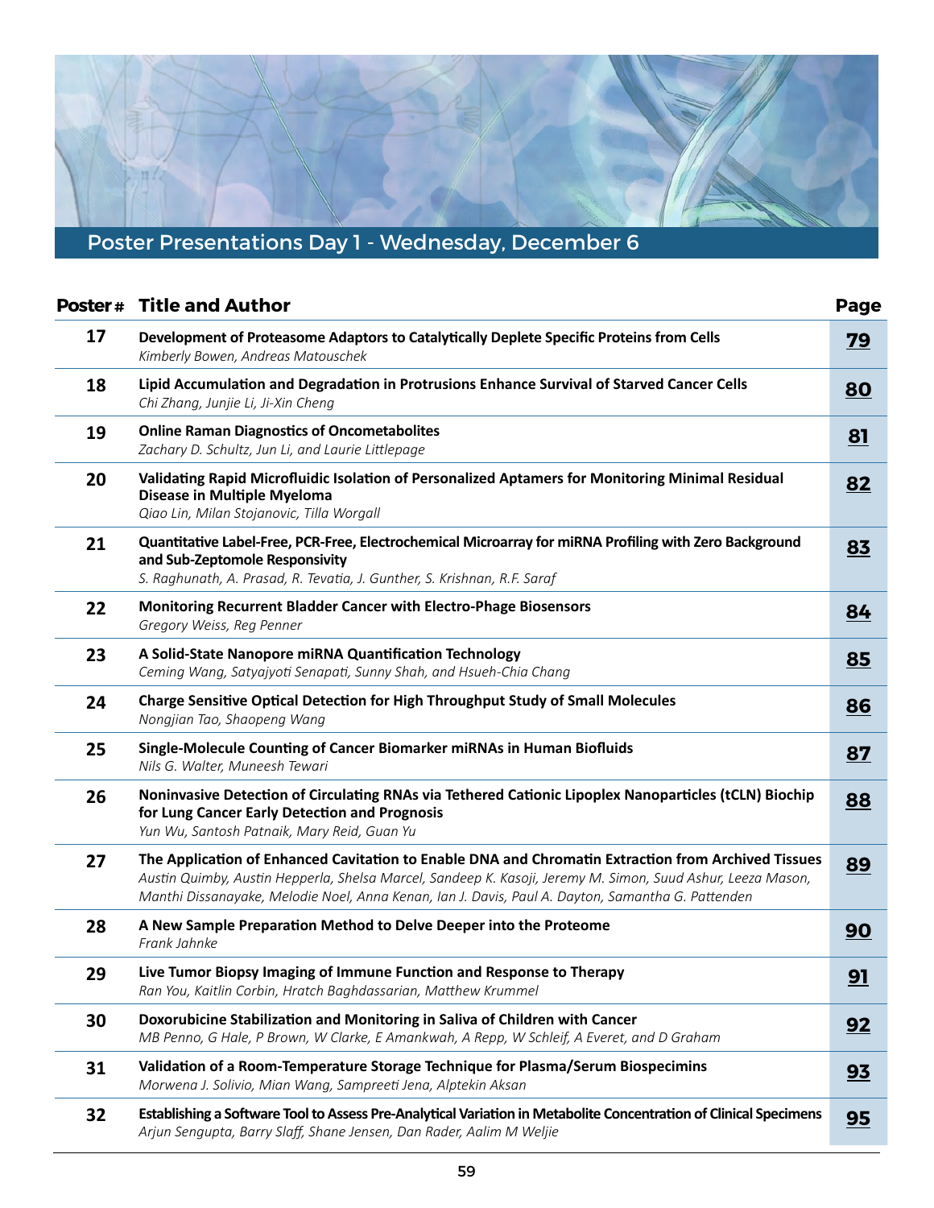# Poster Presentations Day 1 - Wednesday, December 6

| Poster # | Title and Author | Page |
|---|---|---|
| 17 | **Development of Proteasome Adaptors to Catalytically Deplete Specific Proteins from Cells**<br>*Kimberly Bowen, Andreas Matouschek* | 79 |
| 18 | **Lipid Accumulation and Degradation in Protrusions Enhance Survival of Starved Cancer Cells**<br>*Chi Zhang, Junjie Li, Ji-Xin Cheng* | 80 |
| 19 | **Online Raman Diagnostics of Oncometabolites**<br>*Zachary D. Schultz, Jun Li, and Laurie Littlepage* | 81 |
| 20 | **Validating Rapid Microfluidic Isolation of Personalized Aptamers for Monitoring Minimal Residual Disease in Multiple Myeloma**<br>*Qiao Lin, Milan Stojanovic, Tilla Worgall* | 82 |
| 21 | **Quantitative Label-Free, PCR-Free, Electrochemical Microarray for miRNA Profiling with Zero Background and Sub-Zeptomole Responsivity**<br>*S. Raghunath, A. Prasad, R. Tevatia, J. Gunther, S. Krishnan, R.F. Saraf* | 83 |
| 22 | **Monitoring Recurrent Bladder Cancer with Electro-Phage Biosensors**<br>*Gregory Weiss, Reg Penner* | 84 |
| 23 | **A Solid-State Nanopore miRNA Quantification Technology**<br>*Ceming Wang, Satyajyoti Senapati, Sunny Shah, and Hsueh-Chia Chang* | 85 |
| 24 | **Charge Sensitive Optical Detection for High Throughput Study of Small Molecules**<br>*Nongjian Tao, Shaopeng Wang* | 86 |
| 25 | **Single-Molecule Counting of Cancer Biomarker miRNAs in Human Biofluids**<br>*Nils G. Walter, Muneesh Tewari* | 87 |
| 26 | **Noninvasive Detection of Circulating RNAs via Tethered Cationic Lipoplex Nanoparticles (tCLN) Biochip for Lung Cancer Early Detection and Prognosis**<br>*Yun Wu, Santosh Patnaik, Mary Reid, Guan Yu* | 88 |
| 27 | **The Application of Enhanced Cavitation to Enable DNA and Chromatin Extraction from Archived Tissues**<br>*Austin Quimby, Austin Hepperla, Shelsa Marcel, Sandeep K. Kasoji, Jeremy M. Simon, Suud Ashur, Leeza Mason, Manthi Dissanayake, Melodie Noel, Anna Kenan, Ian J. Davis, Paul A. Dayton, Samantha G. Pattenden* | 89 |
| 28 | **A New Sample Preparation Method to Delve Deeper into the Proteome**<br>*Frank Jahnke* | 90 |
| 29 | **Live Tumor Biopsy Imaging of Immune Function and Response to Therapy**<br>*Ran You, Kaitlin Corbin, Hratch Baghdassarian, Matthew Krummel* | 91 |
| 30 | **Doxorubicine Stabilization and Monitoring in Saliva of Children with Cancer**<br>*MB Penno, G Hale, P Brown, W Clarke, E Amankwah, A Repp, W Schleif, A Everet, and D Graham* | 92 |
| 31 | **Validation of a Room-Temperature Storage Technique for Plasma/Serum Biospecimins**<br>*Morwena J. Solivio, Mian Wang, Sampreeti Jena, Alptekin Aksan* | 93 |
| 32 | **Establishing a Software Tool to Assess Pre-Analytical Variation in Metabolite Concentration of Clinical Specimens**<br>*Arjun Sengupta, Barry Slaff, Shane Jensen, Dan Rader, Aalim M Weljie* | 95 |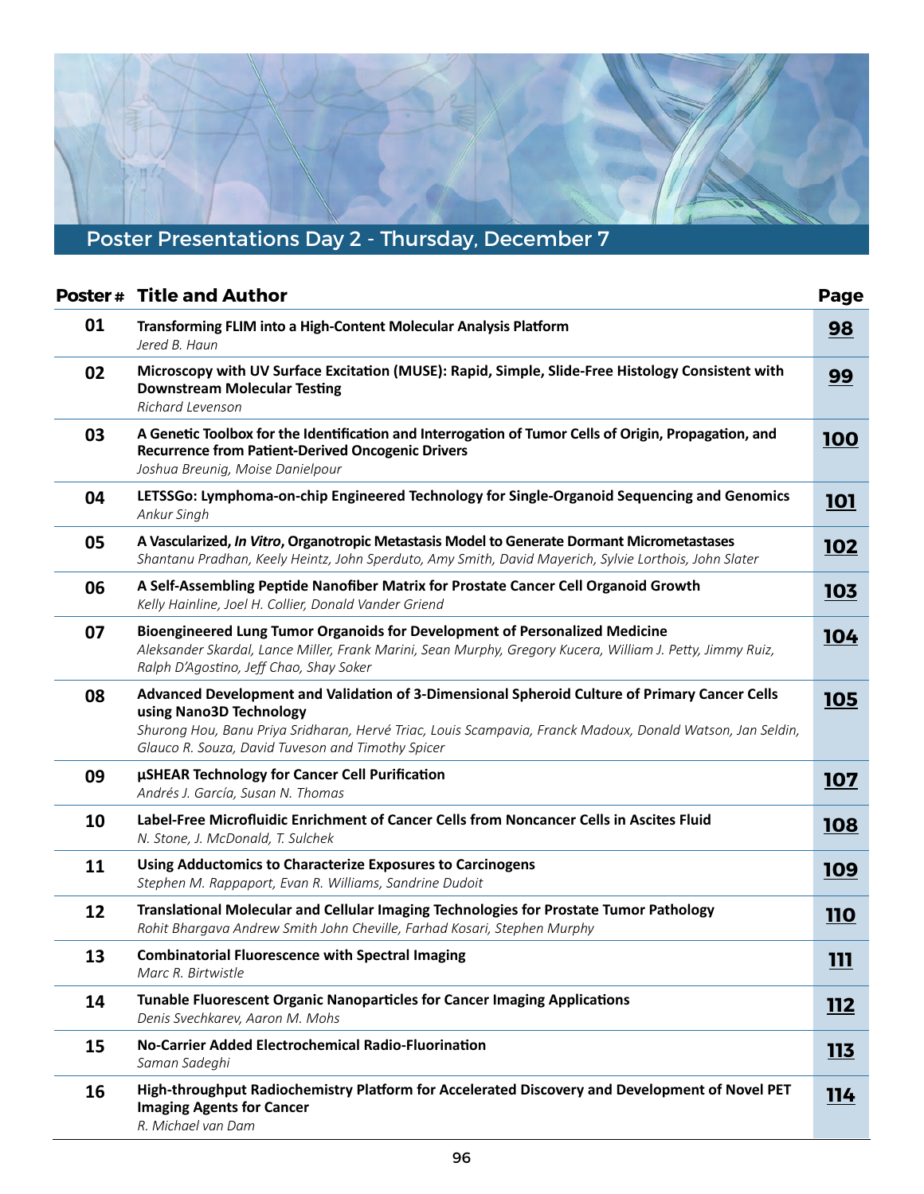# Poster Presentations Day 2 - Thursday, December 7

| Poster # | Title and Author | Page |
|---|---|---|
| 01 | **Transforming FLIM into a High-Content Molecular Analysis Platform** *Jered B. Haun* | 98 |
| 02 | **Microscopy with UV Surface Excitation (MUSE): Rapid, Simple, Slide-Free Histology Consistent with Downstream Molecular Testing** *Richard Levenson* | 99 |
| 03 | **A Genetic Toolbox for the Identification and Interrogation of Tumor Cells of Origin, Propagation, and Recurrence from Patient-Derived Oncogenic Drivers** *Joshua Breunig, Moise Danielpour* | 100 |
| 04 | **LETSSGo: Lymphoma-on-chip Engineered Technology for Single-Organoid Sequencing and Genomics** *Ankur Singh* | 101 |
| 05 | **A Vascularized, *In Vitro*, Organotropic Metastasis Model to Generate Dormant Micrometastases** *Shantanu Pradhan, Keely Heintz, John Sperduto, Amy Smith, David Mayerich, Sylvie Lorthois, John Slater* | 102 |
| 06 | **A Self-Assembling Peptide Nanofiber Matrix for Prostate Cancer Cell Organoid Growth** *Kelly Hainline, Joel H. Collier, Donald Vander Griend* | 103 |
| 07 | **Bioengineered Lung Tumor Organoids for Development of Personalized Medicine** *Aleksander Skardal, Lance Miller, Frank Marini, Sean Murphy, Gregory Kucera, William J. Petty, Jimmy Ruiz, Ralph D'Agostino, Jeff Chao, Shay Soker* | 104 |
| 08 | **Advanced Development and Validation of 3-Dimensional Spheroid Culture of Primary Cancer Cells using Nano3D Technology** *Shurong Hou, Banu Priya Sridharan, Hervé Triac, Louis Scampavia, Franck Madoux, Donald Watson, Jan Seldin, Glauco R. Souza, David Tuveson and Timothy Spicer* | 105 |
| 09 | **µSHEAR Technology for Cancer Cell Purification** *Andrés J. García, Susan N. Thomas* | 107 |
| 10 | **Label-Free Microfluidic Enrichment of Cancer Cells from Noncancer Cells in Ascites Fluid** *N. Stone, J. McDonald, T. Sulchek* | 108 |
| 11 | **Using Adductomics to Characterize Exposures to Carcinogens** *Stephen M. Rappaport, Evan R. Williams, Sandrine Dudoit* | 109 |
| 12 | **Translational Molecular and Cellular Imaging Technologies for Prostate Tumor Pathology** *Rohit Bhargava Andrew Smith John Cheville, Farhad Kosari, Stephen Murphy* | 110 |
| 13 | **Combinatorial Fluorescence with Spectral Imaging** *Marc R. Birtwistle* | 111 |
| 14 | **Tunable Fluorescent Organic Nanoparticles for Cancer Imaging Applications** *Denis Svechkarev, Aaron M. Mohs* | 112 |
| 15 | **No-Carrier Added Electrochemical Radio-Fluorination** *Saman Sadeghi* | 113 |
| 16 | **High-throughput Radiochemistry Platform for Accelerated Discovery and Development of Novel PET Imaging Agents for Cancer** *R. Michael van Dam* | 114 |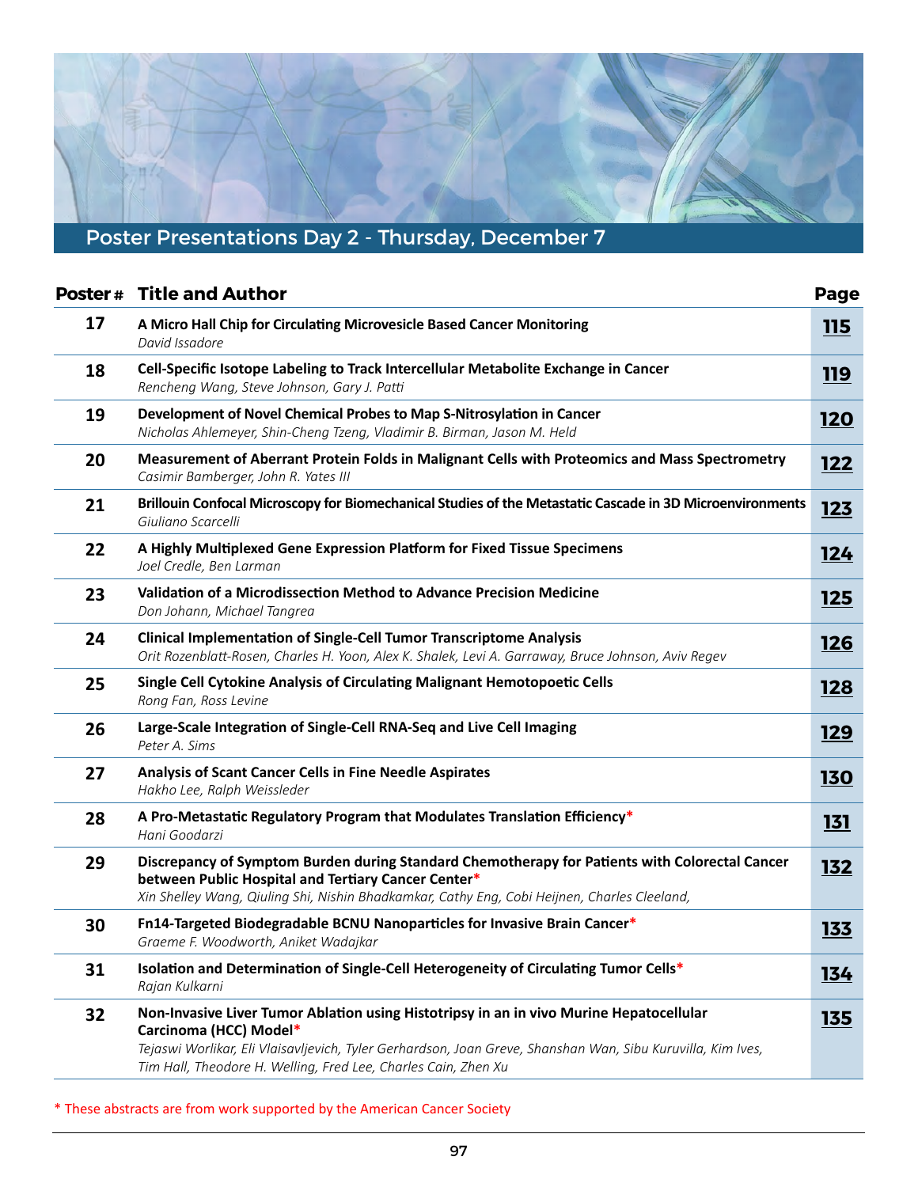# Poster Presentations Day 2 - Thursday, December 7

| Poster # | Title and Author | Page |
|---|---|---|
| 17 | **A Micro Hall Chip for Circulating Microvesicle Based Cancer Monitoring**<br>*David Issadore* | 115 |
| 18 | **Cell-Specific Isotope Labeling to Track Intercellular Metabolite Exchange in Cancer**<br>*Rencheng Wang, Steve Johnson, Gary J. Patti* | 119 |
| 19 | **Development of Novel Chemical Probes to Map S-Nitrosylation in Cancer**<br>*Nicholas Ahlemeyer, Shin-Cheng Tzeng, Vladimir B. Birman, Jason M. Held* | 120 |
| 20 | **Measurement of Aberrant Protein Folds in Malignant Cells with Proteomics and Mass Spectrometry**<br>*Casimir Bamberger, John R. Yates III* | 122 |
| 21 | **Brillouin Confocal Microscopy for Biomechanical Studies of the Metastatic Cascade in 3D Microenvironments**<br>*Giuliano Scarcelli* | 123 |
| 22 | **A Highly Multiplexed Gene Expression Platform for Fixed Tissue Specimens**<br>*Joel Credle, Ben Larman* | 124 |
| 23 | **Validation of a Microdissection Method to Advance Precision Medicine**<br>*Don Johann, Michael Tangrea* | 125 |
| 24 | **Clinical Implementation of Single-Cell Tumor Transcriptome Analysis**<br>*Orit Rozenblatt-Rosen, Charles H. Yoon, Alex K. Shalek, Levi A. Garraway, Bruce Johnson, Aviv Regev* | 126 |
| 25 | **Single Cell Cytokine Analysis of Circulating Malignant Hemotopoetic Cells**<br>*Rong Fan, Ross Levine* | 128 |
| 26 | **Large-Scale Integration of Single-Cell RNA-Seq and Live Cell Imaging**<br>*Peter A. Sims* | 129 |
| 27 | **Analysis of Scant Cancer Cells in Fine Needle Aspirates**<br>*Hakho Lee, Ralph Weissleder* | 130 |
| 28 | **A Pro-Metastatic Regulatory Program that Modulates Translation Efficiency***<br>*Hani Goodarzi* | 131 |
| 29 | **Discrepancy of Symptom Burden during Standard Chemotherapy for Patients with Colorectal Cancer between Public Hospital and Tertiary Cancer Center***<br>*Xin Shelley Wang, Qiuling Shi, Nishin Bhadkamkar, Cathy Eng, Cobi Heijnen, Charles Cleeland,* | 132 |
| 30 | **Fn14-Targeted Biodegradable BCNU Nanoparticles for Invasive Brain Cancer***<br>*Graeme F. Woodworth, Aniket Wadajkar* | 133 |
| 31 | **Isolation and Determination of Single-Cell Heterogeneity of Circulating Tumor Cells***<br>*Rajan Kulkarni* | 134 |
| 32 | **Non-Invasive Liver Tumor Ablation using Histotripsy in an in vivo Murine Hepatocellular Carcinoma (HCC) Model***<br>*Tejaswi Worlikar, Eli Vlaisavljevich, Tyler Gerhardson, Joan Greve, Shanshan Wan, Sibu Kuruvilla, Kim Ives, Tim Hall, Theodore H. Welling, Fred Lee, Charles Cain, Zhen Xu* | 135 |

* These abstracts are from work supported by the American Cancer Society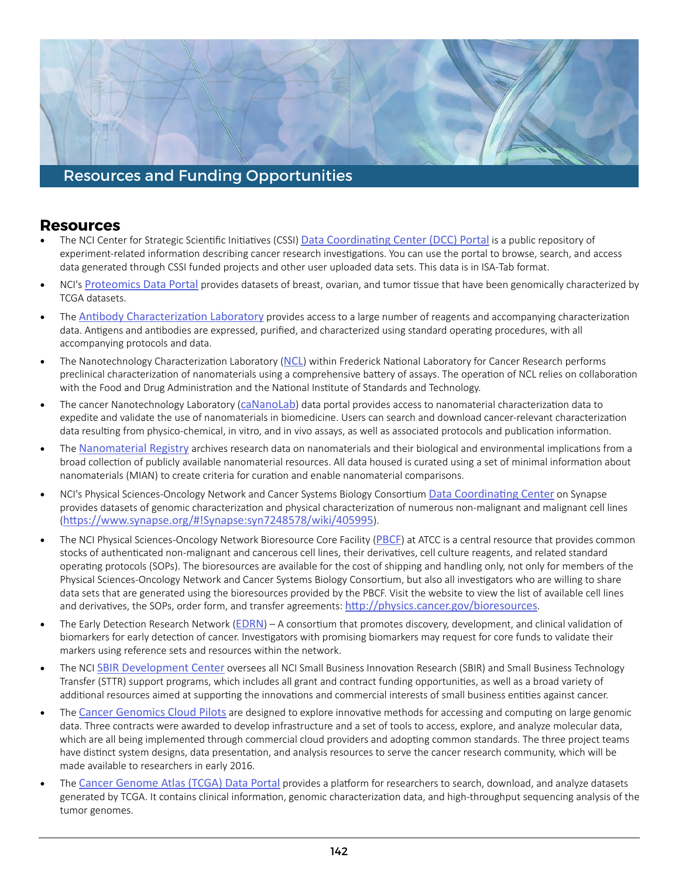# Resources and Funding Opportunities

## Resources

- The NCI Center for Strategic Scientific Initiatives (CSSI) Data Coordinating Center (DCC) Portal is a public repository of experiment-related information describing cancer research investigations. You can use the portal to browse, search, and access data generated through CSSI funded projects and other user uploaded data sets. This data is in ISA-Tab format.
- NCI's Proteomics Data Portal provides datasets of breast, ovarian, and tumor tissue that have been genomically characterized by TCGA datasets.
- The Antibody Characterization Laboratory provides access to a large number of reagents and accompanying characterization data. Antigens and antibodies are expressed, purified, and characterized using standard operating procedures, with all accompanying protocols and data.
- The Nanotechnology Characterization Laboratory (NCL) within Frederick National Laboratory for Cancer Research performs preclinical characterization of nanomaterials using a comprehensive battery of assays. The operation of NCL relies on collaboration with the Food and Drug Administration and the National Institute of Standards and Technology.
- The cancer Nanotechnology Laboratory (caNanoLab) data portal provides access to nanomaterial characterization data to expedite and validate the use of nanomaterials in biomedicine. Users can search and download cancer-relevant characterization data resulting from physico-chemical, in vitro, and in vivo assays, as well as associated protocols and publication information.
- The Nanomaterial Registry archives research data on nanomaterials and their biological and environmental implications from a broad collection of publicly available nanomaterial resources. All data housed is curated using a set of minimal information about nanomaterials (MIAN) to create criteria for curation and enable nanomaterial comparisons.
- NCI's Physical Sciences-Oncology Network and Cancer Systems Biology Consortium Data Coordinating Center on Synapse provides datasets of genomic characterization and physical characterization of numerous non-malignant and malignant cell lines (https://www.synapse.org/#!Synapse:syn7248578/wiki/405995).
- The NCI Physical Sciences-Oncology Network Bioresource Core Facility (PBCF) at ATCC is a central resource that provides common stocks of authenticated non-malignant and cancerous cell lines, their derivatives, cell culture reagents, and related standard operating protocols (SOPs). The bioresources are available for the cost of shipping and handling only, not only for members of the Physical Sciences-Oncology Network and Cancer Systems Biology Consortium, but also all investigators who are willing to share data sets that are generated using the bioresources provided by the PBCF. Visit the website to view the list of available cell lines and derivatives, the SOPs, order form, and transfer agreements: http://physics.cancer.gov/bioresources.
- The Early Detection Research Network (EDRN) – A consortium that promotes discovery, development, and clinical validation of biomarkers for early detection of cancer. Investigators with promising biomarkers may request for core funds to validate their markers using reference sets and resources within the network.
- The NCI SBIR Development Center oversees all NCI Small Business Innovation Research (SBIR) and Small Business Technology Transfer (STTR) support programs, which includes all grant and contract funding opportunities, as well as a broad variety of additional resources aimed at supporting the innovations and commercial interests of small business entities against cancer.
- The Cancer Genomics Cloud Pilots are designed to explore innovative methods for accessing and computing on large genomic data. Three contracts were awarded to develop infrastructure and a set of tools to access, explore, and analyze molecular data, which are all being implemented through commercial cloud providers and adopting common standards. The three project teams have distinct system designs, data presentation, and analysis resources to serve the cancer research community, which will be made available to researchers in early 2016.
- The Cancer Genome Atlas (TCGA) Data Portal provides a platform for researchers to search, download, and analyze datasets generated by TCGA. It contains clinical information, genomic characterization data, and high-throughput sequencing analysis of the tumor genomes.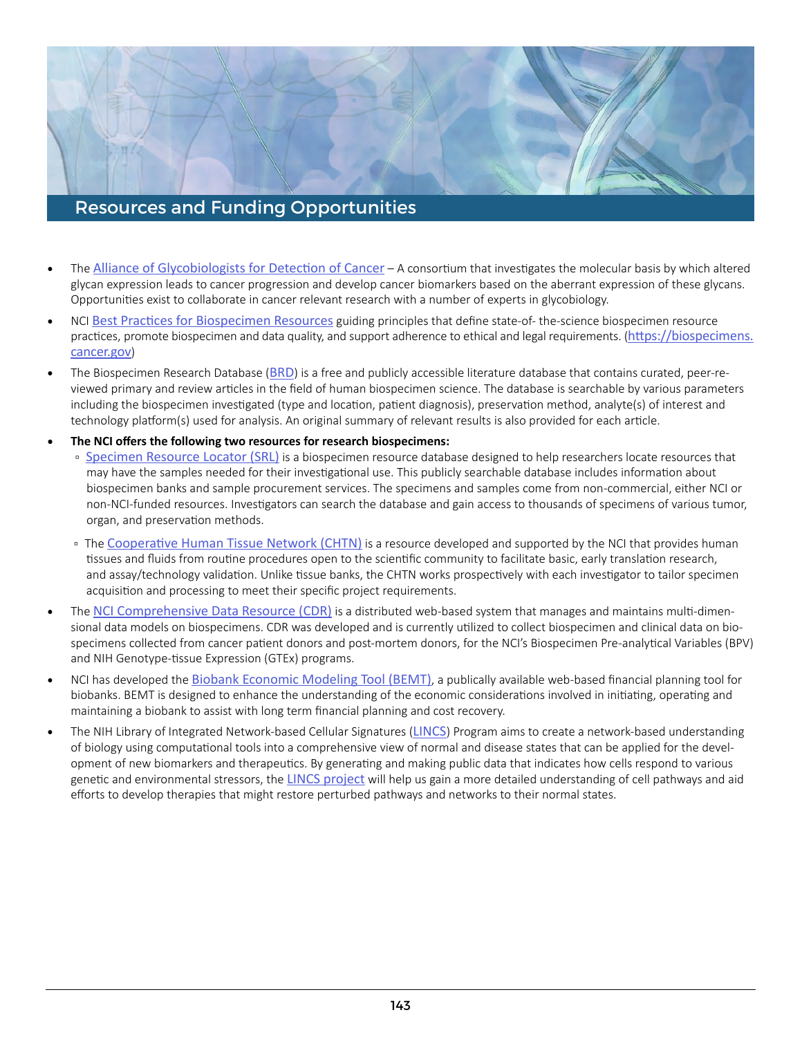## Resources and Funding Opportunities

- The Alliance of Glycobiologists for Detection of Cancer – A consortium that investigates the molecular basis by which altered glycan expression leads to cancer progression and develop cancer biomarkers based on the aberrant expression of these glycans. Opportunities exist to collaborate in cancer relevant research with a number of experts in glycobiology.
- NCI Best Practices for Biospecimen Resources guiding principles that define state-of- the-science biospecimen resource practices, promote biospecimen and data quality, and support adherence to ethical and legal requirements. (https://biospecimens.cancer.gov)
- The Biospecimen Research Database (BRD) is a free and publicly accessible literature database that contains curated, peer-reviewed primary and review articles in the field of human biospecimen science. The database is searchable by various parameters including the biospecimen investigated (type and location, patient diagnosis), preservation method, analyte(s) of interest and technology platform(s) used for analysis. An original summary of relevant results is also provided for each article.
- **The NCI offers the following two resources for research biospecimens:**
  - Specimen Resource Locator (SRL) is a biospecimen resource database designed to help researchers locate resources that may have the samples needed for their investigational use. This publicly searchable database includes information about biospecimen banks and sample procurement services. The specimens and samples come from non-commercial, either NCI or non-NCI-funded resources. Investigators can search the database and gain access to thousands of specimens of various tumor, organ, and preservation methods.
  - The Cooperative Human Tissue Network (CHTN) is a resource developed and supported by the NCI that provides human tissues and fluids from routine procedures open to the scientific community to facilitate basic, early translation research, and assay/technology validation. Unlike tissue banks, the CHTN works prospectively with each investigator to tailor specimen acquisition and processing to meet their specific project requirements.
- The NCI Comprehensive Data Resource (CDR) is a distributed web-based system that manages and maintains multi-dimensional data models on biospecimens. CDR was developed and is currently utilized to collect biospecimen and clinical data on biospecimens collected from cancer patient donors and post-mortem donors, for the NCI's Biospecimen Pre-analytical Variables (BPV) and NIH Genotype-tissue Expression (GTEx) programs.
- NCI has developed the Biobank Economic Modeling Tool (BEMT), a publically available web-based financial planning tool for biobanks. BEMT is designed to enhance the understanding of the economic considerations involved in initiating, operating and maintaining a biobank to assist with long term financial planning and cost recovery.
- The NIH Library of Integrated Network-based Cellular Signatures (LINCS) Program aims to create a network-based understanding of biology using computational tools into a comprehensive view of normal and disease states that can be applied for the development of new biomarkers and therapeutics. By generating and making public data that indicates how cells respond to various genetic and environmental stressors, the LINCS project will help us gain a more detailed understanding of cell pathways and aid efforts to develop therapies that might restore perturbed pathways and networks to their normal states.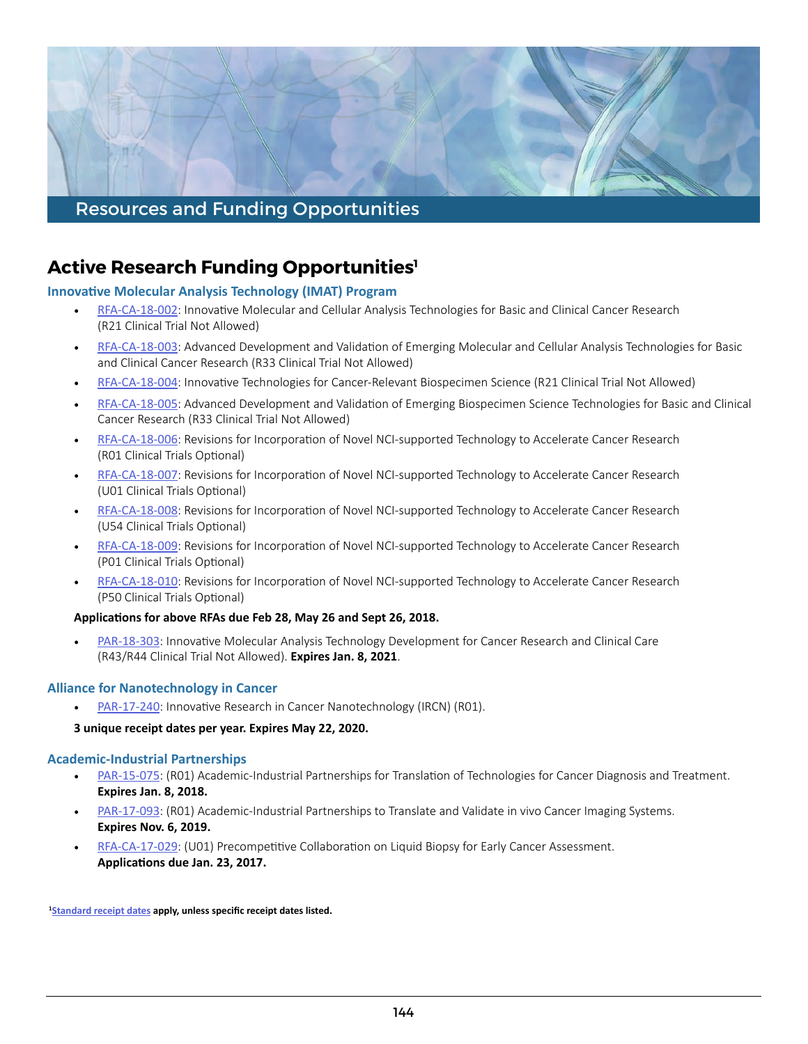# Resources and Funding Opportunities

## Active Research Funding Opportunities[1]

### Innovative Molecular Analysis Technology (IMAT) Program

- RFA-CA-18-002: Innovative Molecular and Cellular Analysis Technologies for Basic and Clinical Cancer Research (R21 Clinical Trial Not Allowed)
- RFA-CA-18-003: Advanced Development and Validation of Emerging Molecular and Cellular Analysis Technologies for Basic and Clinical Cancer Research (R33 Clinical Trial Not Allowed)
- RFA-CA-18-004: Innovative Technologies for Cancer-Relevant Biospecimen Science (R21 Clinical Trial Not Allowed)
- RFA-CA-18-005: Advanced Development and Validation of Emerging Biospecimen Science Technologies for Basic and Clinical Cancer Research (R33 Clinical Trial Not Allowed)
- RFA-CA-18-006: Revisions for Incorporation of Novel NCI-supported Technology to Accelerate Cancer Research (R01 Clinical Trials Optional)
- RFA-CA-18-007: Revisions for Incorporation of Novel NCI-supported Technology to Accelerate Cancer Research (U01 Clinical Trials Optional)
- RFA-CA-18-008: Revisions for Incorporation of Novel NCI-supported Technology to Accelerate Cancer Research (U54 Clinical Trials Optional)
- RFA-CA-18-009: Revisions for Incorporation of Novel NCI-supported Technology to Accelerate Cancer Research (P01 Clinical Trials Optional)
- RFA-CA-18-010: Revisions for Incorporation of Novel NCI-supported Technology to Accelerate Cancer Research (P50 Clinical Trials Optional)

**Applications for above RFAs due Feb 28, May 26 and Sept 26, 2018.**

- PAR-18-303: Innovative Molecular Analysis Technology Development for Cancer Research and Clinical Care (R43/R44 Clinical Trial Not Allowed). **Expires Jan. 8, 2021**.

### Alliance for Nanotechnology in Cancer

- PAR-17-240: Innovative Research in Cancer Nanotechnology (IRCN) (R01).

**3 unique receipt dates per year. Expires May 22, 2020.**

### Academic-Industrial Partnerships

- PAR-15-075: (R01) Academic-Industrial Partnerships for Translation of Technologies for Cancer Diagnosis and Treatment. **Expires Jan. 8, 2018.**
- PAR-17-093: (R01) Academic-Industrial Partnerships to Translate and Validate in vivo Cancer Imaging Systems. **Expires Nov. 6, 2019.**
- RFA-CA-17-029: (U01) Precompetitive Collaboration on Liquid Biopsy for Early Cancer Assessment. **Applications due Jan. 23, 2017.**

[1] **Standard receipt dates apply, unless specific receipt dates listed.**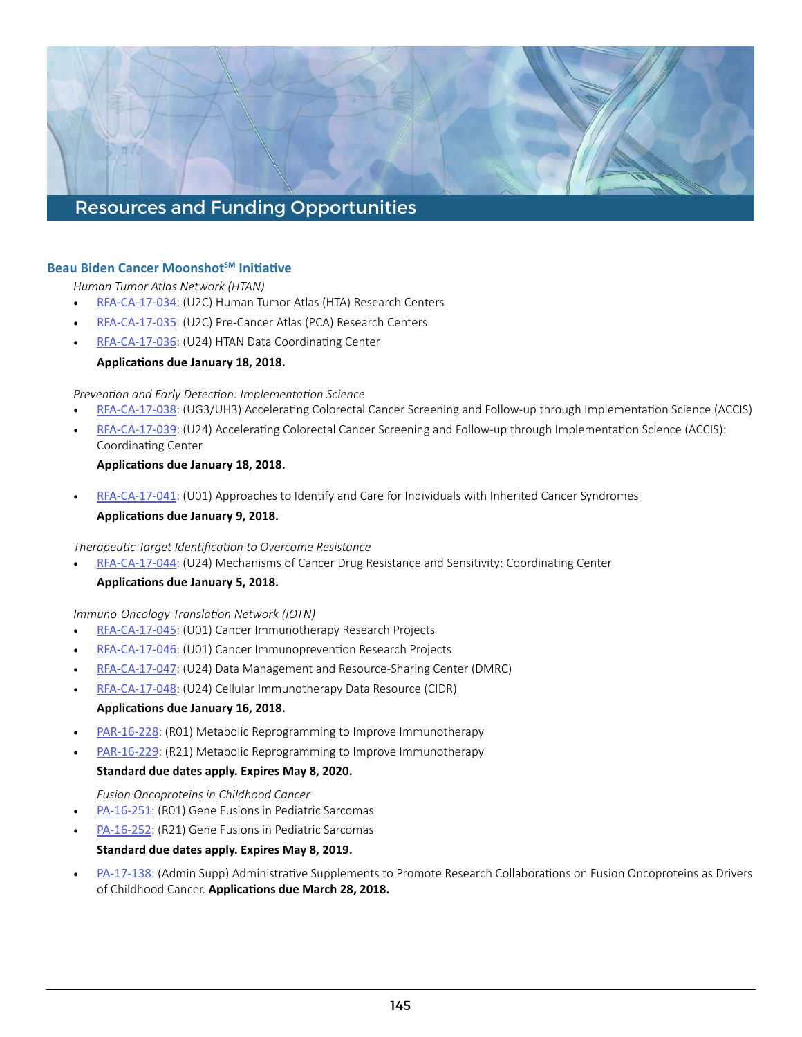# Resources and Funding Opportunities

## Beau Biden Cancer Moonshot[SM] Initiative

*Human Tumor Atlas Network (HTAN)*

- RFA-CA-17-034: (U2C) Human Tumor Atlas (HTA) Research Centers
- RFA-CA-17-035: (U2C) Pre-Cancer Atlas (PCA) Research Centers
- RFA-CA-17-036: (U24) HTAN Data Coordinating Center

**Applications due January 18, 2018.**

*Prevention and Early Detection: Implementation Science*

- RFA-CA-17-038: (UG3/UH3) Accelerating Colorectal Cancer Screening and Follow-up through Implementation Science (ACCIS)
- RFA-CA-17-039: (U24) Accelerating Colorectal Cancer Screening and Follow-up through Implementation Science (ACCIS): Coordinating Center

**Applications due January 18, 2018.**

- RFA-CA-17-041: (U01) Approaches to Identify and Care for Individuals with Inherited Cancer Syndromes

**Applications due January 9, 2018.**

*Therapeutic Target Identification to Overcome Resistance*

- RFA-CA-17-044: (U24) Mechanisms of Cancer Drug Resistance and Sensitivity: Coordinating Center

**Applications due January 5, 2018.**

*Immuno-Oncology Translation Network (IOTN)*

- RFA-CA-17-045: (U01) Cancer Immunotherapy Research Projects
- RFA-CA-17-046: (U01) Cancer Immunoprevention Research Projects
- RFA-CA-17-047: (U24) Data Management and Resource-Sharing Center (DMRC)
- RFA-CA-17-048: (U24) Cellular Immunotherapy Data Resource (CIDR)

**Applications due January 16, 2018.**

- PAR-16-228: (R01) Metabolic Reprogramming to Improve Immunotherapy
- PAR-16-229: (R21) Metabolic Reprogramming to Improve Immunotherapy

**Standard due dates apply. Expires May 8, 2020.**

*Fusion Oncoproteins in Childhood Cancer*

- PA-16-251: (R01) Gene Fusions in Pediatric Sarcomas
- PA-16-252: (R21) Gene Fusions in Pediatric Sarcomas

**Standard due dates apply. Expires May 8, 2019.**

- PA-17-138: (Admin Supp) Administrative Supplements to Promote Research Collaborations on Fusion Oncoproteins as Drivers of Childhood Cancer. **Applications due March 28, 2018.**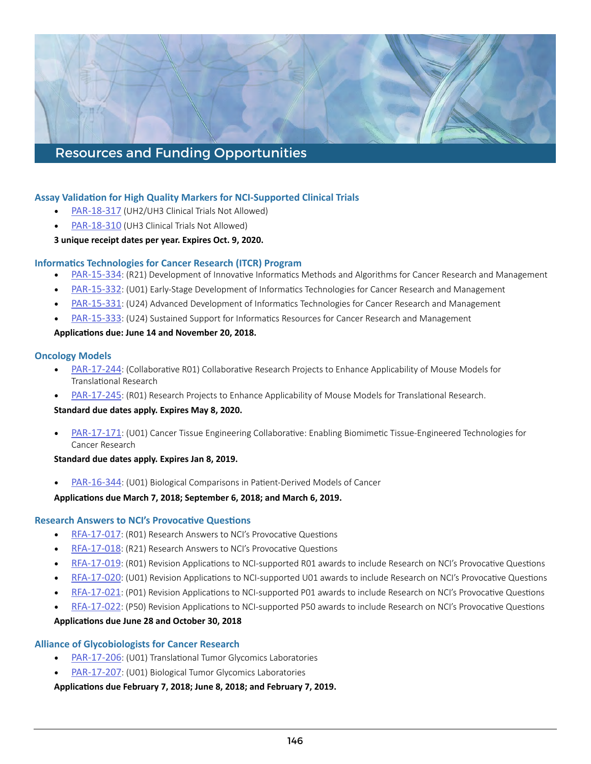# Resources and Funding Opportunities

### Assay Validation for High Quality Markers for NCI-Supported Clinical Trials

- PAR-18-317 (UH2/UH3 Clinical Trials Not Allowed)
- PAR-18-310 (UH3 Clinical Trials Not Allowed)

**3 unique receipt dates per year. Expires Oct. 9, 2020.**

### Informatics Technologies for Cancer Research (ITCR) Program

- PAR-15-334: (R21) Development of Innovative Informatics Methods and Algorithms for Cancer Research and Management
- PAR-15-332: (U01) Early-Stage Development of Informatics Technologies for Cancer Research and Management
- PAR-15-331: (U24) Advanced Development of Informatics Technologies for Cancer Research and Management
- PAR-15-333: (U24) Sustained Support for Informatics Resources for Cancer Research and Management

**Applications due: June 14 and November 20, 2018.**

### Oncology Models

- PAR-17-244: (Collaborative R01) Collaborative Research Projects to Enhance Applicability of Mouse Models for Translational Research
- PAR-17-245: (R01) Research Projects to Enhance Applicability of Mouse Models for Translational Research.

**Standard due dates apply. Expires May 8, 2020.**

- PAR-17-171: (U01) Cancer Tissue Engineering Collaborative: Enabling Biomimetic Tissue-Engineered Technologies for Cancer Research

**Standard due dates apply. Expires Jan 8, 2019.**

- PAR-16-344: (U01) Biological Comparisons in Patient-Derived Models of Cancer

**Applications due March 7, 2018; September 6, 2018; and March 6, 2019.**

### Research Answers to NCI's Provocative Questions

- RFA-17-017: (R01) Research Answers to NCI's Provocative Questions
- RFA-17-018: (R21) Research Answers to NCI's Provocative Questions
- RFA-17-019: (R01) Revision Applications to NCI-supported R01 awards to include Research on NCI's Provocative Questions
- RFA-17-020: (U01) Revision Applications to NCI-supported U01 awards to include Research on NCI's Provocative Questions
- RFA-17-021: (P01) Revision Applications to NCI-supported P01 awards to include Research on NCI's Provocative Questions
- RFA-17-022: (P50) Revision Applications to NCI-supported P50 awards to include Research on NCI's Provocative Questions

**Applications due June 28 and October 30, 2018**

### Alliance of Glycobiologists for Cancer Research

- PAR-17-206: (U01) Translational Tumor Glycomics Laboratories
- PAR-17-207: (U01) Biological Tumor Glycomics Laboratories

**Applications due February 7, 2018; June 8, 2018; and February 7, 2019.**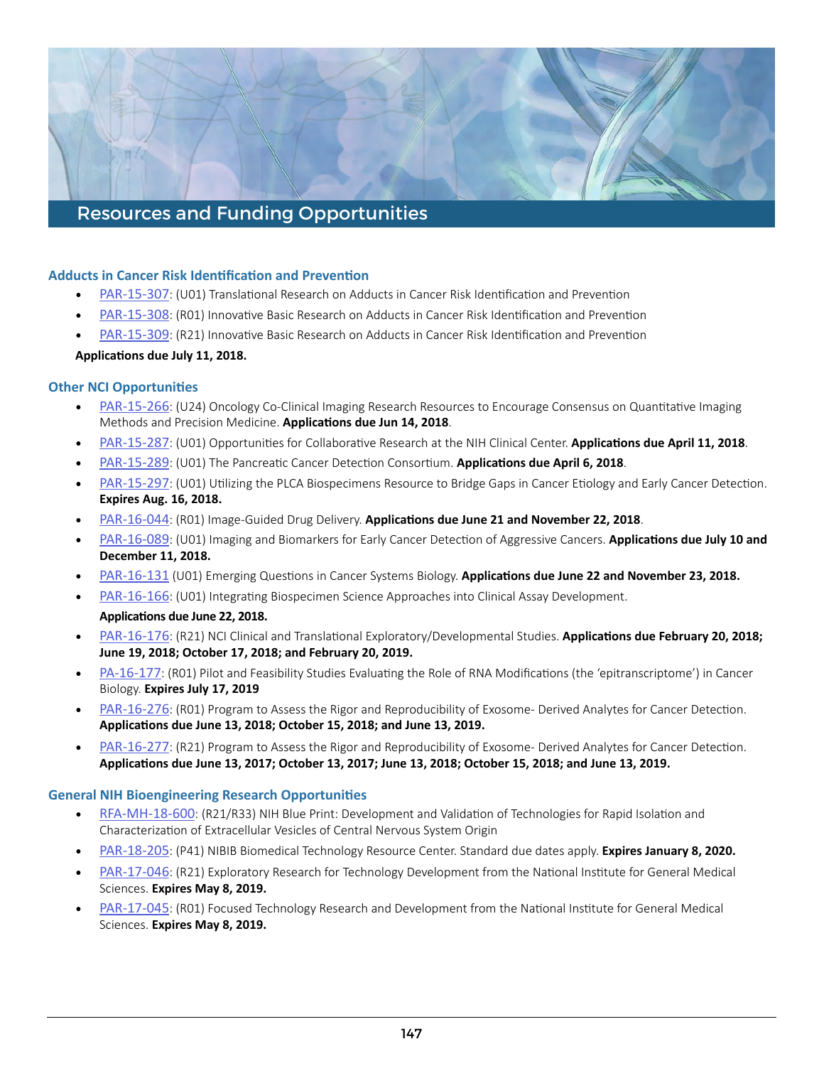# Resources and Funding Opportunities

## Adducts in Cancer Risk Identification and Prevention

- PAR-15-307: (U01) Translational Research on Adducts in Cancer Risk Identification and Prevention
- PAR-15-308: (R01) Innovative Basic Research on Adducts in Cancer Risk Identification and Prevention
- PAR-15-309: (R21) Innovative Basic Research on Adducts in Cancer Risk Identification and Prevention

**Applications due July 11, 2018.**

## Other NCI Opportunities

- PAR-15-266: (U24) Oncology Co-Clinical Imaging Research Resources to Encourage Consensus on Quantitative Imaging Methods and Precision Medicine. **Applications due Jun 14, 2018**.
- PAR-15-287: (U01) Opportunities for Collaborative Research at the NIH Clinical Center. **Applications due April 11, 2018**.
- PAR-15-289: (U01) The Pancreatic Cancer Detection Consortium. **Applications due April 6, 2018**.
- PAR-15-297: (U01) Utilizing the PLCA Biospecimens Resource to Bridge Gaps in Cancer Etiology and Early Cancer Detection. **Expires Aug. 16, 2018.**
- PAR-16-044: (R01) Image-Guided Drug Delivery. **Applications due June 21 and November 22, 2018**.
- PAR-16-089: (U01) Imaging and Biomarkers for Early Cancer Detection of Aggressive Cancers. **Applications due July 10 and December 11, 2018.**
- PAR-16-131 (U01) Emerging Questions in Cancer Systems Biology. **Applications due June 22 and November 23, 2018.**
- PAR-16-166: (U01) Integrating Biospecimen Science Approaches into Clinical Assay Development. **Applications due June 22, 2018.**
- PAR-16-176: (R21) NCI Clinical and Translational Exploratory/Developmental Studies. **Applications due February 20, 2018; June 19, 2018; October 17, 2018; and February 20, 2019.**
- PA-16-177: (R01) Pilot and Feasibility Studies Evaluating the Role of RNA Modifications (the 'epitranscriptome') in Cancer Biology. **Expires July 17, 2019**
- PAR-16-276: (R01) Program to Assess the Rigor and Reproducibility of Exosome- Derived Analytes for Cancer Detection. **Applications due June 13, 2018; October 15, 2018; and June 13, 2019.**
- PAR-16-277: (R21) Program to Assess the Rigor and Reproducibility of Exosome- Derived Analytes for Cancer Detection. **Applications due June 13, 2017; October 13, 2017; June 13, 2018; October 15, 2018; and June 13, 2019.**

## General NIH Bioengineering Research Opportunities

- RFA-MH-18-600: (R21/R33) NIH Blue Print: Development and Validation of Technologies for Rapid Isolation and Characterization of Extracellular Vesicles of Central Nervous System Origin
- PAR-18-205: (P41) NIBIB Biomedical Technology Resource Center. Standard due dates apply. **Expires January 8, 2020.**
- PAR-17-046: (R21) Exploratory Research for Technology Development from the National Institute for General Medical Sciences. **Expires May 8, 2019.**
- PAR-17-045: (R01) Focused Technology Research and Development from the National Institute for General Medical Sciences. **Expires May 8, 2019.**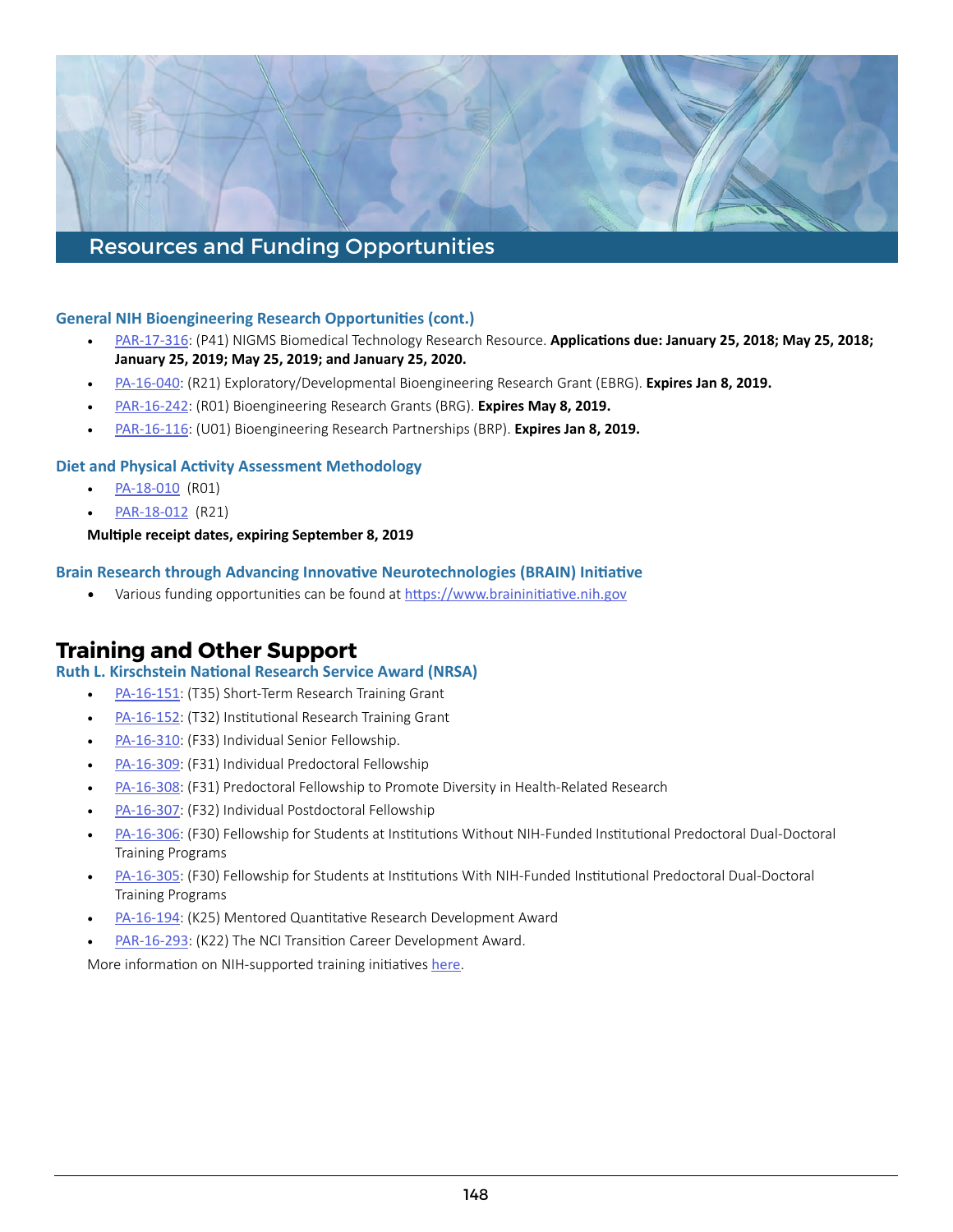# Resources and Funding Opportunities

### General NIH Bioengineering Research Opportunities (cont.)

- PAR-17-316: (P41) NIGMS Biomedical Technology Research Resource. **Applications due: January 25, 2018; May 25, 2018; January 25, 2019; May 25, 2019; and January 25, 2020.**
- PA-16-040: (R21) Exploratory/Developmental Bioengineering Research Grant (EBRG). **Expires Jan 8, 2019.**
- PAR-16-242: (R01) Bioengineering Research Grants (BRG). **Expires May 8, 2019.**
- PAR-16-116: (U01) Bioengineering Research Partnerships (BRP). **Expires Jan 8, 2019.**

### Diet and Physical Activity Assessment Methodology

- PA-18-010 (R01)
- PAR-18-012 (R21)

**Multiple receipt dates, expiring September 8, 2019**

### Brain Research through Advancing Innovative Neurotechnologies (BRAIN) Initiative

- Various funding opportunities can be found at https://www.braininitiative.nih.gov

## Training and Other Support

### Ruth L. Kirschstein National Research Service Award (NRSA)

- PA-16-151: (T35) Short-Term Research Training Grant
- PA-16-152: (T32) Institutional Research Training Grant
- PA-16-310: (F33) Individual Senior Fellowship.
- PA-16-309: (F31) Individual Predoctoral Fellowship
- PA-16-308: (F31) Predoctoral Fellowship to Promote Diversity in Health-Related Research
- PA-16-307: (F32) Individual Postdoctoral Fellowship
- PA-16-306: (F30) Fellowship for Students at Institutions Without NIH-Funded Institutional Predoctoral Dual-Doctoral Training Programs
- PA-16-305: (F30) Fellowship for Students at Institutions With NIH-Funded Institutional Predoctoral Dual-Doctoral Training Programs
- PA-16-194: (K25) Mentored Quantitative Research Development Award
- PAR-16-293: (K22) The NCI Transition Career Development Award.

More information on NIH-supported training initiatives here.